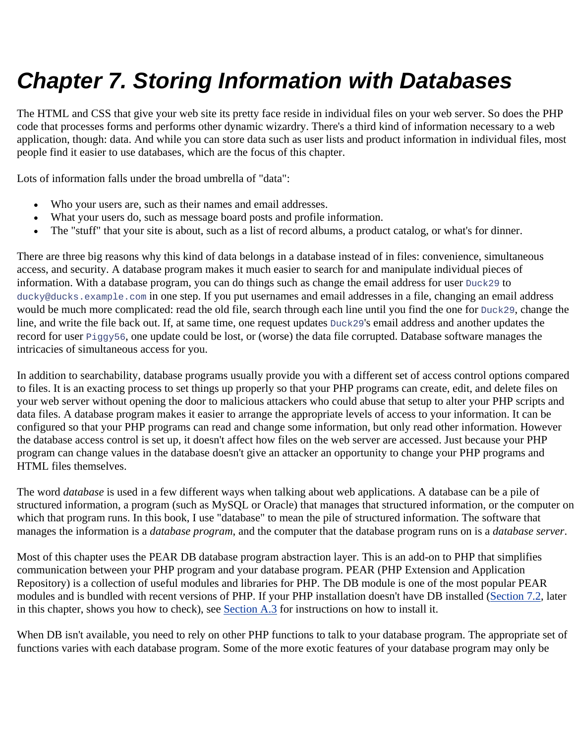# Chapter 7. Storing Information with Databases

The HTML and CSS that give your web site its pretty face reside in individual files on your web server. So does the PHP code that processes forms and performs other dynamic wizardry. There's a third kind of information necessary to a web application, though: data. And while you can store data such as user lists and product information in individual files, most people find it easier to use databases, which are the focus of this chapter.

Lots of information falls under the broad umbrella of "data":

- Who your users are, such as their names and email addresses.
- What your users do, such as message board posts and profile information.
- The "stuff" that your site is about, such as a list of record albums, a product catalog, or what's for dinner.

There are three big reasons why this kind of data belongs in a database instead of in files: convenience, simultaneous access, and security. A database program makes it much easier to search for and manipulate individual pieces of information. With a database program, you can do things such as change the email address for user `Duck29` to `ducky@ducks.example.com` in one step. If you put usernames and email addresses in a file, changing an email address would be much more complicated: read the old file, search through each line until you find the one for `Duck29`, change the line, and write the file back out. If, at same time, one request updates `Duck29`'s email address and another updates the record for user `Piggy56`, one update could be lost, or (worse) the data file corrupted. Database software manages the intricacies of simultaneous access for you.

In addition to searchability, database programs usually provide you with a different set of access control options compared to files. It is an exacting process to set things up properly so that your PHP programs can create, edit, and delete files on your web server without opening the door to malicious attackers who could abuse that setup to alter your PHP scripts and data files. A database program makes it easier to arrange the appropriate levels of access to your information. It can be configured so that your PHP programs can read and change some information, but only read other information. However the database access control is set up, it doesn't affect how files on the web server are accessed. Just because your PHP program can change values in the database doesn't give an attacker an opportunity to change your PHP programs and HTML files themselves.

The word *database* is used in a few different ways when talking about web applications. A database can be a pile of structured information, a program (such as MySQL or Oracle) that manages that structured information, or the computer on which that program runs. In this book, I use "database" to mean the pile of structured information. The software that manages the information is a *database program*, and the computer that the database program runs on is a *database server*.

Most of this chapter uses the PEAR DB database program abstraction layer. This is an add-on to PHP that simplifies communication between your PHP program and your database program. PEAR (PHP Extension and Application Repository) is a collection of useful modules and libraries for PHP. The DB module is one of the most popular PEAR modules and is bundled with recent versions of PHP. If your PHP installation doesn't have DB installed (Section 7.2, later in this chapter, shows you how to check), see Section A.3 for instructions on how to install it.

When DB isn't available, you need to rely on other PHP functions to talk to your database program. The appropriate set of functions varies with each database program. Some of the more exotic features of your database program may only be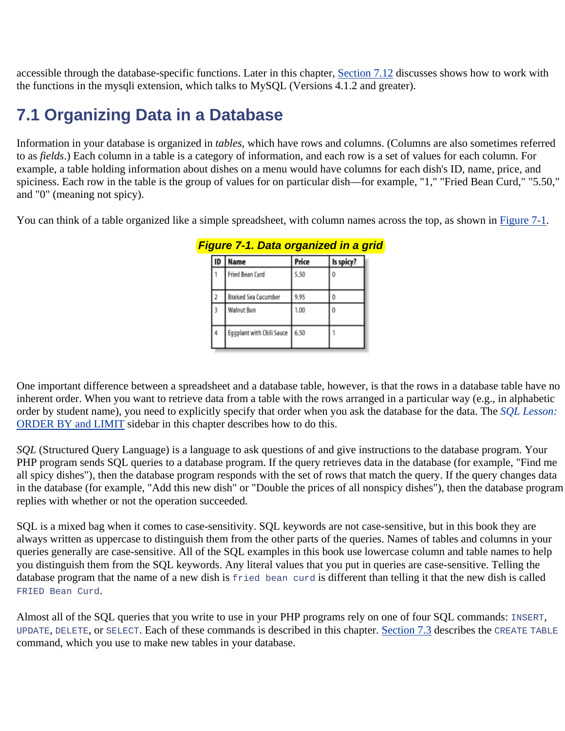accessible through the database-specific functions. Later in this chapter, Section 7.12 discusses shows how to work with the functions in the mysqli extension, which talks to MySQL (Versions 4.1.2 and greater).

## 7.1 Organizing Data in a Database

Information in your database is organized in *tables*, which have rows and columns. (Columns are also sometimes referred to as *fields*.) Each column in a table is a category of information, and each row is a set of values for each column. For example, a table holding information about dishes on a menu would have columns for each dish's ID, name, price, and spiciness. Each row in the table is the group of values for on particular dish—for example, "1," "Fried Bean Curd," "5.50," and "0" (meaning not spicy).

You can think of a table organized like a simple spreadsheet, with column names across the top, as shown in Figure 7-1.

***Figure 7-1. Data organized in a grid***

| ID | Name | Price | Is spicy? |
|---|---|---|---|
| 1 | Fried Bean Curd | 5.50 | 0 |
| 2 | Braised Sea Cucumber | 9.95 | 0 |
| 3 | Walnut Bun | 1.00 | 0 |
| 4 | Eggplant with Chili Sauce | 6.50 | 1 |

One important difference between a spreadsheet and a database table, however, is that the rows in a database table have no inherent order. When you want to retrieve data from a table with the rows arranged in a particular way (e.g., in alphabetic order by student name), you need to explicitly specify that order when you ask the database for the data. The *SQL Lesson:* ORDER BY and LIMIT sidebar in this chapter describes how to do this.

*SQL* (Structured Query Language) is a language to ask questions of and give instructions to the database program. Your PHP program sends SQL queries to a database program. If the query retrieves data in the database (for example, "Find me all spicy dishes"), then the database program responds with the set of rows that match the query. If the query changes data in the database (for example, "Add this new dish" or "Double the prices of all nonspicy dishes"), then the database program replies with whether or not the operation succeeded.

SQL is a mixed bag when it comes to case-sensitivity. SQL keywords are not case-sensitive, but in this book they are always written as uppercase to distinguish them from the other parts of the queries. Names of tables and columns in your queries generally are case-sensitive. All of the SQL examples in this book use lowercase column and table names to help you distinguish them from the SQL keywords. Any literal values that you put in queries are case-sensitive. Telling the database program that the name of a new dish is `fried bean curd` is different than telling it that the new dish is called `FRIED Bean Curd`.

Almost all of the SQL queries that you write to use in your PHP programs rely on one of four SQL commands: `INSERT`, `UPDATE`, `DELETE`, or `SELECT`. Each of these commands is described in this chapter. Section 7.3 describes the `CREATE TABLE` command, which you use to make new tables in your database.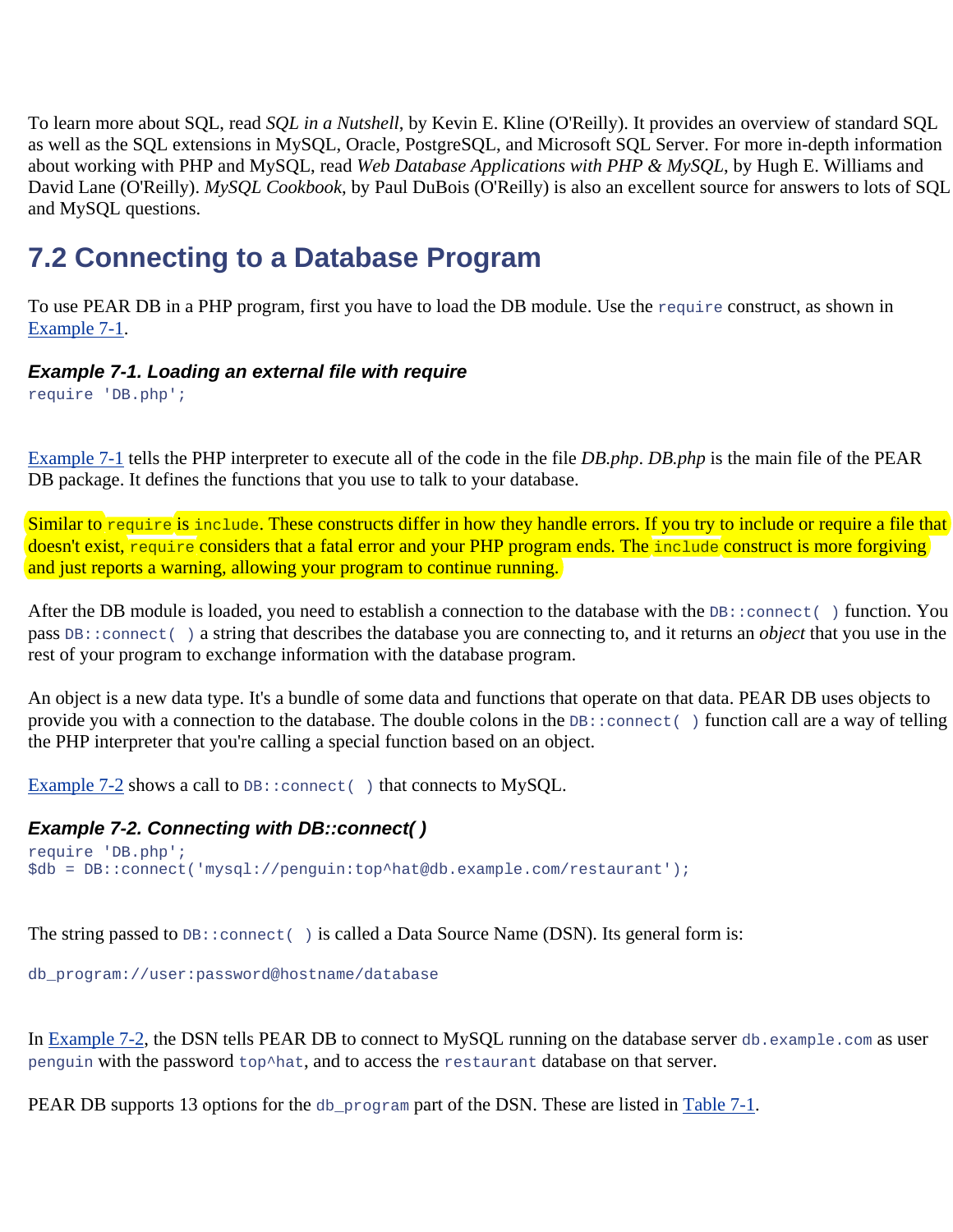To learn more about SQL, read *SQL in a Nutshell*, by Kevin E. Kline (O'Reilly). It provides an overview of standard SQL as well as the SQL extensions in MySQL, Oracle, PostgreSQL, and Microsoft SQL Server. For more in-depth information about working with PHP and MySQL, read *Web Database Applications with PHP & MySQL*, by Hugh E. Williams and David Lane (O'Reilly). *MySQL Cookbook*, by Paul DuBois (O'Reilly) is also an excellent source for answers to lots of SQL and MySQL questions.

## 7.2 Connecting to a Database Program

To use PEAR DB in a PHP program, first you have to load the DB module. Use the `require` construct, as shown in Example 7-1.

### *Example 7-1. Loading an external file with require*

```
require 'DB.php';
```

Example 7-1 tells the PHP interpreter to execute all of the code in the file *DB.php*. *DB.php* is the main file of the PEAR DB package. It defines the functions that you use to talk to your database.

Similar to `require` is `include`. These constructs differ in how they handle errors. If you try to include or require a file that doesn't exist, `require` considers that a fatal error and your PHP program ends. The `include` construct is more forgiving and just reports a warning, allowing your program to continue running.

After the DB module is loaded, you need to establish a connection to the database with the `DB::connect( )` function. You pass `DB::connect( )` a string that describes the database you are connecting to, and it returns an *object* that you use in the rest of your program to exchange information with the database program.

An object is a new data type. It's a bundle of some data and functions that operate on that data. PEAR DB uses objects to provide you with a connection to the database. The double colons in the `DB::connect( )` function call are a way of telling the PHP interpreter that you're calling a special function based on an object.

Example 7-2 shows a call to `DB::connect( )` that connects to MySQL.

### *Example 7-2. Connecting with DB::connect( )*

```
require 'DB.php';
$db = DB::connect('mysql://penguin:top^hat@db.example.com/restaurant');
```

The string passed to `DB::connect( )` is called a Data Source Name (DSN). Its general form is:

```
db_program://user:password@hostname/database
```

In Example 7-2, the DSN tells PEAR DB to connect to MySQL running on the database server `db.example.com` as user `penguin` with the password `top^hat`, and to access the `restaurant` database on that server.

PEAR DB supports 13 options for the `db_program` part of the DSN. These are listed in Table 7-1.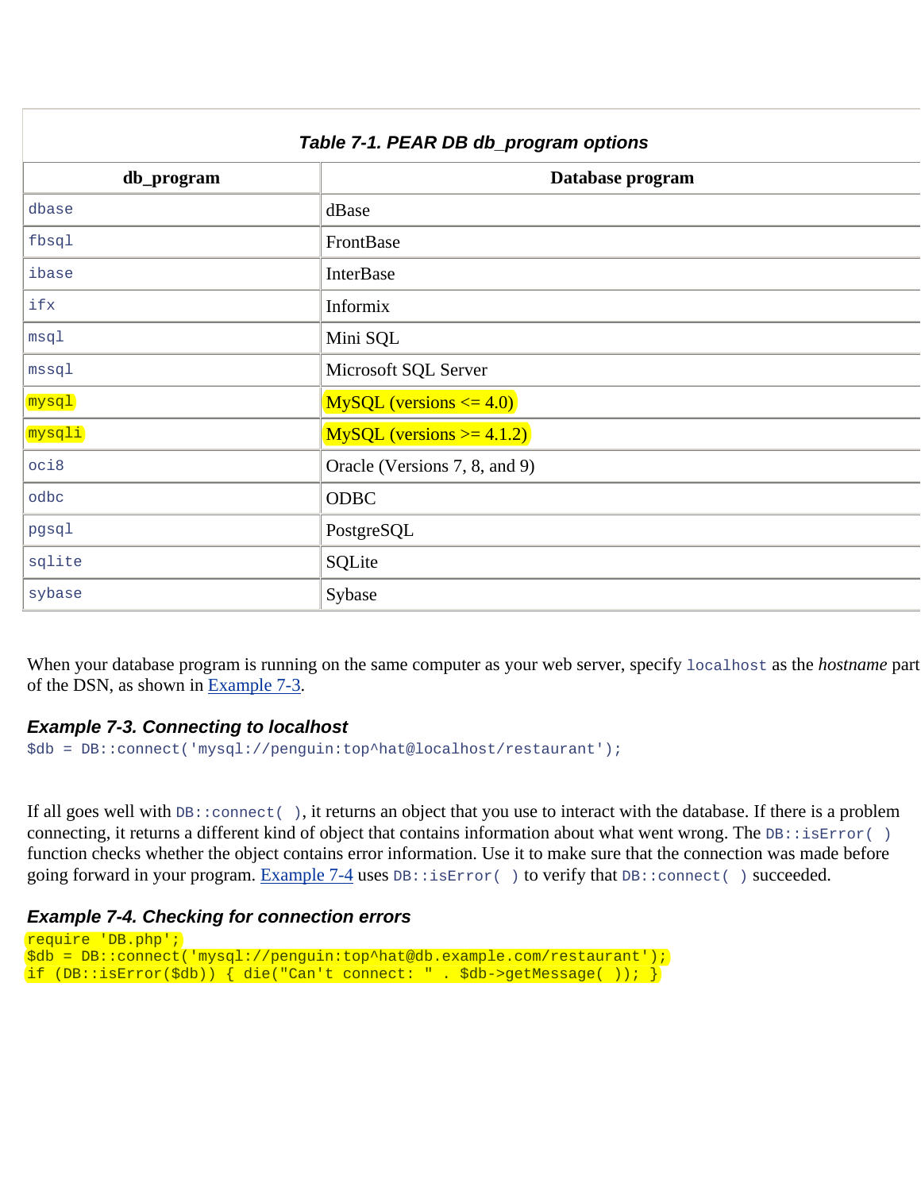**Table 7-1. PEAR DB db_program options**

| db_program | Database program |
|---|---|
| `dbase` | dBase |
| `fbsql` | FrontBase |
| `ibase` | InterBase |
| `ifx` | Informix |
| `msql` | Mini SQL |
| `mssql` | Microsoft SQL Server |
| `mysql` | MySQL (versions <= 4.0) |
| `mysqli` | MySQL (versions >= 4.1.2) |
| `oci8` | Oracle (Versions 7, 8, and 9) |
| `odbc` | ODBC |
| `pgsql` | PostgreSQL |
| `sqlite` | SQLite |
| `sybase` | Sybase |

When your database program is running on the same computer as your web server, specify `localhost` as the *hostname* part of the DSN, as shown in Example 7-3.

### Example 7-3. Connecting to localhost

```
$db = DB::connect('mysql://penguin:top^hat@localhost/restaurant');
```

If all goes well with `DB::connect( )`, it returns an object that you use to interact with the database. If there is a problem connecting, it returns a different kind of object that contains information about what went wrong. The `DB::isError( )` function checks whether the object contains error information. Use it to make sure that the connection was made before going forward in your program. Example 7-4 uses `DB::isError( )` to verify that `DB::connect( )` succeeded.

### Example 7-4. Checking for connection errors

```
require 'DB.php';
$db = DB::connect('mysql://penguin:top^hat@db.example.com/restaurant');
if (DB::isError($db)) { die("Can't connect: " . $db->getMessage( )); }
```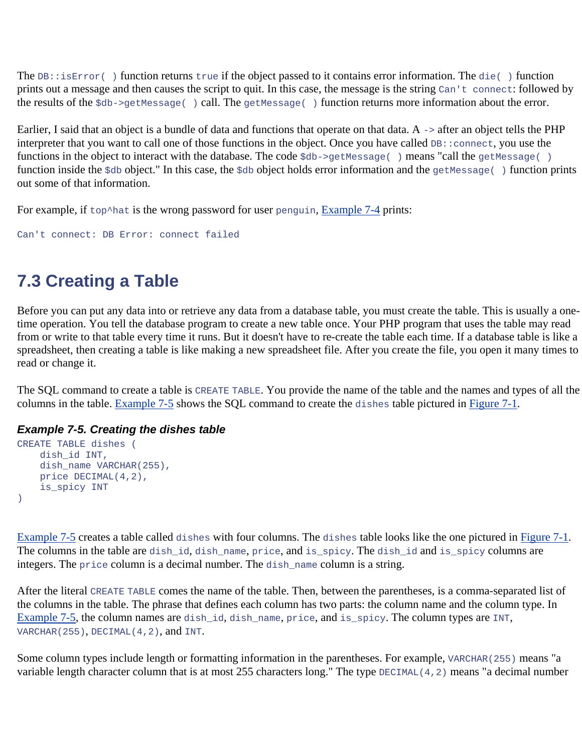The `DB::isError( )` function returns `true` if the object passed to it contains error information. The `die( )` function prints out a message and then causes the script to quit. In this case, the message is the string `Can't connect`: followed by the results of the `$db->getMessage( )` call. The `getMessage( )` function returns more information about the error.

Earlier, I said that an object is a bundle of data and functions that operate on that data. A `->` after an object tells the PHP interpreter that you want to call one of those functions in the object. Once you have called `DB::connect`, you use the functions in the object to interact with the database. The code `$db->getMessage( )` means "call the `getMessage( )` function inside the `$db` object." In this case, the `$db` object holds error information and the `getMessage( )` function prints out some of that information.

For example, if `top^hat` is the wrong password for user `penguin`, Example 7-4 prints:

```
Can't connect: DB Error: connect failed
```

## 7.3 Creating a Table

Before you can put any data into or retrieve any data from a database table, you must create the table. This is usually a one-time operation. You tell the database program to create a new table once. Your PHP program that uses the table may read from or write to that table every time it runs. But it doesn't have to re-create the table each time. If a database table is like a spreadsheet, then creating a table is like making a new spreadsheet file. After you create the file, you open it many times to read or change it.

The SQL command to create a table is `CREATE TABLE`. You provide the name of the table and the names and types of all the columns in the table. Example 7-5 shows the SQL command to create the `dishes` table pictured in Figure 7-1.

### *Example 7-5. Creating the dishes table*

```
CREATE TABLE dishes (
    dish_id INT,
    dish_name VARCHAR(255),
    price DECIMAL(4,2),
    is_spicy INT
)
```

Example 7-5 creates a table called `dishes` with four columns. The `dishes` table looks like the one pictured in Figure 7-1. The columns in the table are `dish_id`, `dish_name`, `price`, and `is_spicy`. The `dish_id` and `is_spicy` columns are integers. The `price` column is a decimal number. The `dish_name` column is a string.

After the literal `CREATE TABLE` comes the name of the table. Then, between the parentheses, is a comma-separated list of the columns in the table. The phrase that defines each column has two parts: the column name and the column type. In Example 7-5, the column names are `dish_id`, `dish_name`, `price`, and `is_spicy`. The column types are `INT`, `VARCHAR(255)`, `DECIMAL(4,2)`, and `INT`.

Some column types include length or formatting information in the parentheses. For example, `VARCHAR(255)` means "a variable length character column that is at most 255 characters long." The type `DECIMAL(4,2)` means "a decimal number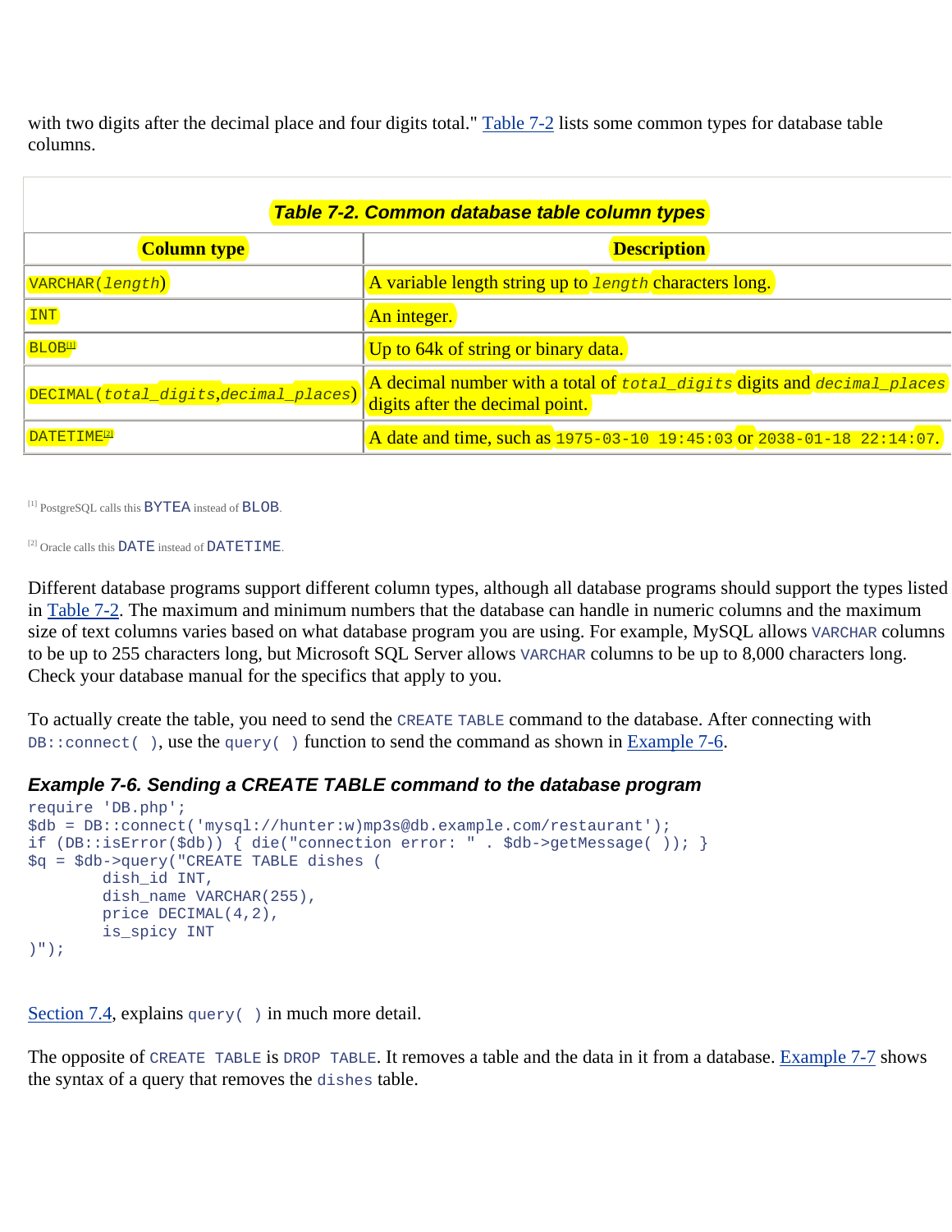with two digits after the decimal place and four digits total." Table 7-2 lists some common types for database table columns.

**Table 7-2. Common database table column types**

| Column type | Description |
| --- | --- |
| `VARCHAR(length)` | A variable length string up to `length` characters long. |
| `INT` | An integer. |
| `BLOB`[1] | Up to 64k of string or binary data. |
| `DECIMAL(total_digits,decimal_places)` | A decimal number with a total of `total_digits` digits and `decimal_places` digits after the decimal point. |
| `DATETIME`[2] | A date and time, such as `1975-03-10 19:45:03` or `2038-01-18 22:14:07`. |

[1] PostgreSQL calls this `BYTEA` instead of `BLOB`.

[2] Oracle calls this `DATE` instead of `DATETIME`.

Different database programs support different column types, although all database programs should support the types listed in Table 7-2. The maximum and minimum numbers that the database can handle in numeric columns and the maximum size of text columns varies based on what database program you are using. For example, MySQL allows `VARCHAR` columns to be up to 255 characters long, but Microsoft SQL Server allows `VARCHAR` columns to be up to 8,000 characters long. Check your database manual for the specifics that apply to you.

To actually create the table, you need to send the `CREATE TABLE` command to the database. After connecting with `DB::connect( )`, use the `query( )` function to send the command as shown in Example 7-6.

### Example 7-6. Sending a CREATE TABLE command to the database program

```
require 'DB.php';
$db = DB::connect('mysql://hunter:w)mp3s@db.example.com/restaurant');
if (DB::isError($db)) { die("connection error: " . $db->getMessage( )); }
$q = $db->query("CREATE TABLE dishes (
        dish_id INT,
        dish_name VARCHAR(255),
        price DECIMAL(4,2),
        is_spicy INT
)");
```

Section 7.4, explains `query( )` in much more detail.

The opposite of `CREATE TABLE` is `DROP TABLE`. It removes a table and the data in it from a database. Example 7-7 shows the syntax of a query that removes the `dishes` table.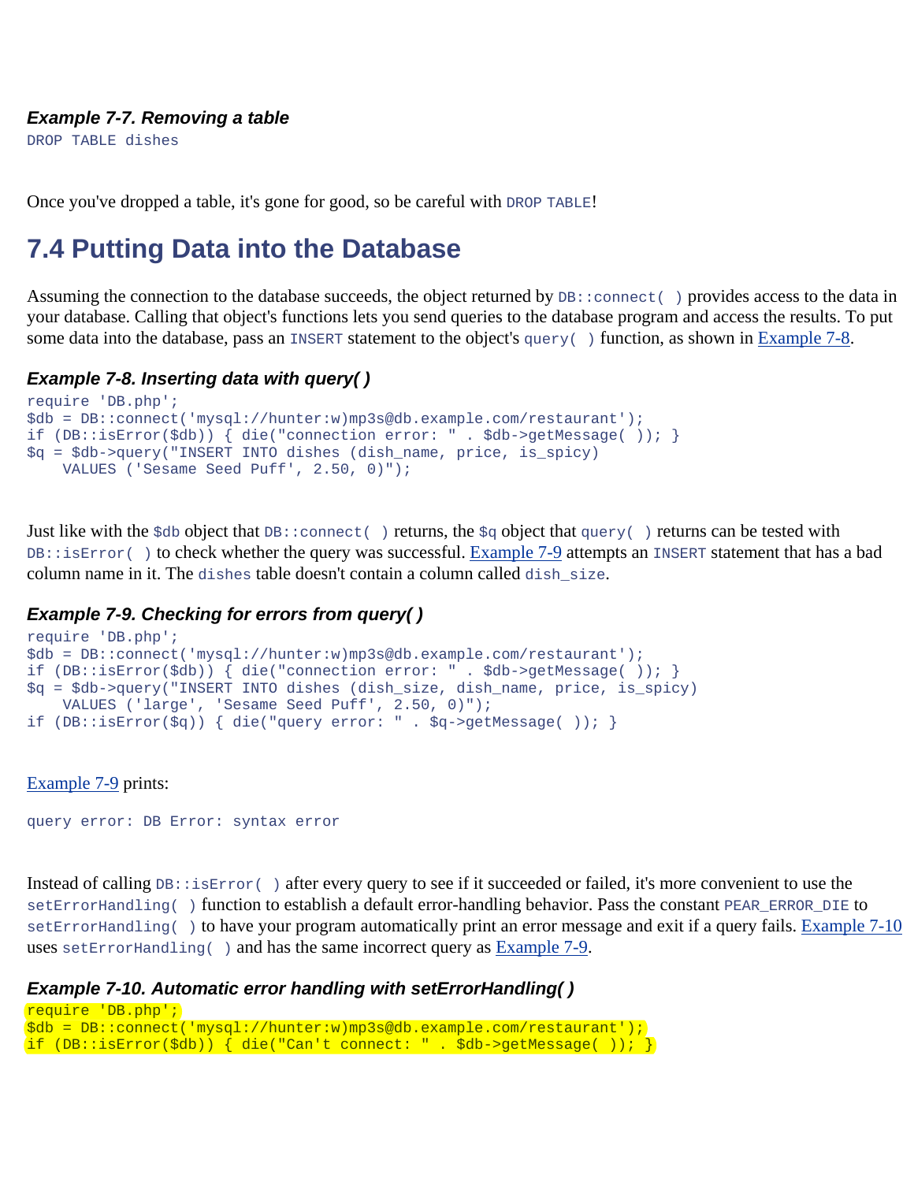#### *Example 7-7. Removing a table*

```
DROP TABLE dishes
```

Once you've dropped a table, it's gone for good, so be careful with `DROP TABLE`!

## 7.4 Putting Data into the Database

Assuming the connection to the database succeeds, the object returned by `DB::connect( )` provides access to the data in your database. Calling that object's functions lets you send queries to the database program and access the results. To put some data into the database, pass an `INSERT` statement to the object's `query( )` function, as shown in Example 7-8.

#### *Example 7-8. Inserting data with query( )*

```
require 'DB.php';
$db = DB::connect('mysql://hunter:w)mp3s@db.example.com/restaurant');
if (DB::isError($db)) { die("connection error: " . $db->getMessage( )); }
$q = $db->query("INSERT INTO dishes (dish_name, price, is_spicy)
    VALUES ('Sesame Seed Puff', 2.50, 0)");
```

Just like with the `$db` object that `DB::connect( )` returns, the `$q` object that `query( )` returns can be tested with `DB::isError( )` to check whether the query was successful. Example 7-9 attempts an `INSERT` statement that has a bad column name in it. The `dishes` table doesn't contain a column called `dish_size`.

#### *Example 7-9. Checking for errors from query( )*

```
require 'DB.php';
$db = DB::connect('mysql://hunter:w)mp3s@db.example.com/restaurant');
if (DB::isError($db)) { die("connection error: " . $db->getMessage( )); }
$q = $db->query("INSERT INTO dishes (dish_size, dish_name, price, is_spicy)
    VALUES ('large', 'Sesame Seed Puff', 2.50, 0)");
if (DB::isError($q)) { die("query error: " . $q->getMessage( )); }
```

Example 7-9 prints:

```
query error: DB Error: syntax error
```

Instead of calling `DB::isError( )` after every query to see if it succeeded or failed, it's more convenient to use the `setErrorHandling( )` function to establish a default error-handling behavior. Pass the constant `PEAR_ERROR_DIE` to `setErrorHandling( )` to have your program automatically print an error message and exit if a query fails. Example 7-10 uses `setErrorHandling( )` and has the same incorrect query as Example 7-9.

#### *Example 7-10. Automatic error handling with setErrorHandling( )*

```
require 'DB.php';
$db = DB::connect('mysql://hunter:w)mp3s@db.example.com/restaurant');
if (DB::isError($db)) { die("Can't connect: " . $db->getMessage( )); }
```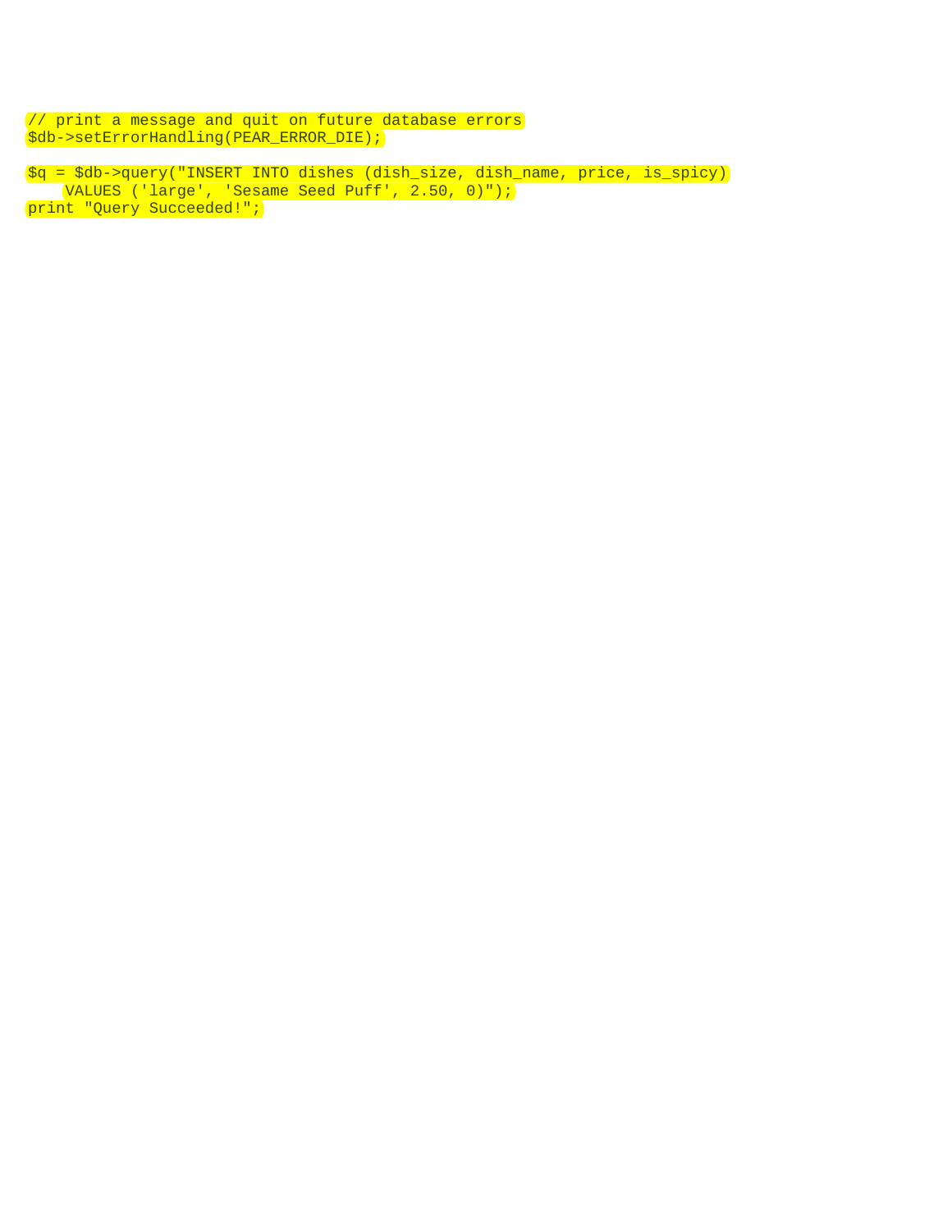```
// print a message and quit on future database errors
$db->setErrorHandling(PEAR_ERROR_DIE);

$q = $db->query("INSERT INTO dishes (dish_size, dish_name, price, is_spicy)
    VALUES ('large', 'Sesame Seed Puff', 2.50, 0)");
print "Query Succeeded!";
```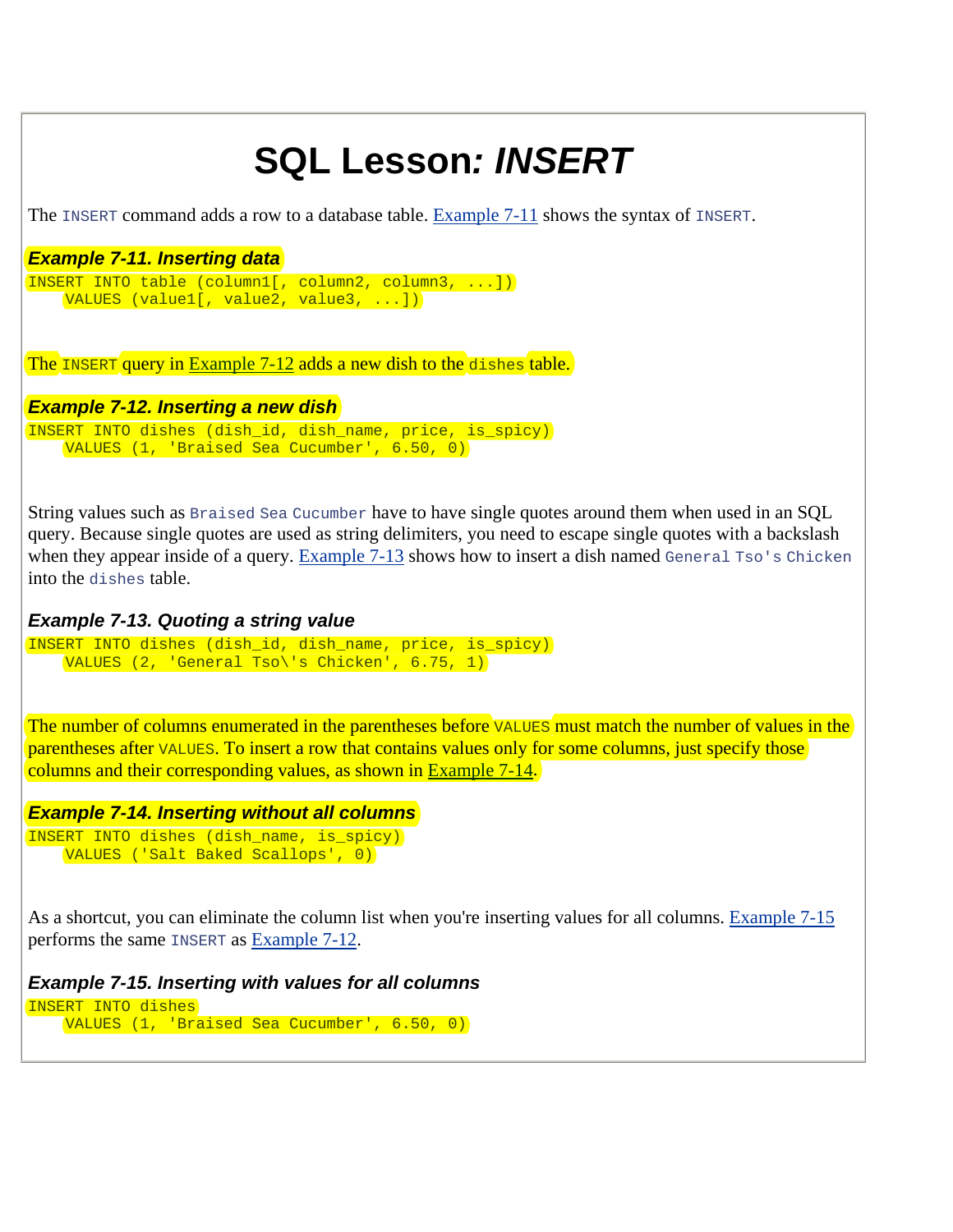# SQL Lesson: *INSERT*

The `INSERT` command adds a row to a database table. Example 7-11 shows the syntax of `INSERT`.

***Example 7-11. Inserting data***

```
INSERT INTO table (column1[, column2, column3, ...])
    VALUES (value1[, value2, value3, ...])
```

The `INSERT` query in Example 7-12 adds a new dish to the `dishes` table.

***Example 7-12. Inserting a new dish***

```
INSERT INTO dishes (dish_id, dish_name, price, is_spicy)
    VALUES (1, 'Braised Sea Cucumber', 6.50, 0)
```

String values such as `Braised Sea Cucumber` have to have single quotes around them when used in an SQL query. Because single quotes are used as string delimiters, you need to escape single quotes with a backslash when they appear inside of a query. Example 7-13 shows how to insert a dish named `General Tso's Chicken` into the `dishes` table.

***Example 7-13. Quoting a string value***

```
INSERT INTO dishes (dish_id, dish_name, price, is_spicy)
    VALUES (2, 'General Tso\'s Chicken', 6.75, 1)
```

The number of columns enumerated in the parentheses before `VALUES` must match the number of values in the parentheses after `VALUES`. To insert a row that contains values only for some columns, just specify those columns and their corresponding values, as shown in Example 7-14.

***Example 7-14. Inserting without all columns***

```
INSERT INTO dishes (dish_name, is_spicy)
    VALUES ('Salt Baked Scallops', 0)
```

As a shortcut, you can eliminate the column list when you're inserting values for all columns. Example 7-15 performs the same `INSERT` as Example 7-12.

***Example 7-15. Inserting with values for all columns***

```
INSERT INTO dishes
    VALUES (1, 'Braised Sea Cucumber', 6.50, 0)
```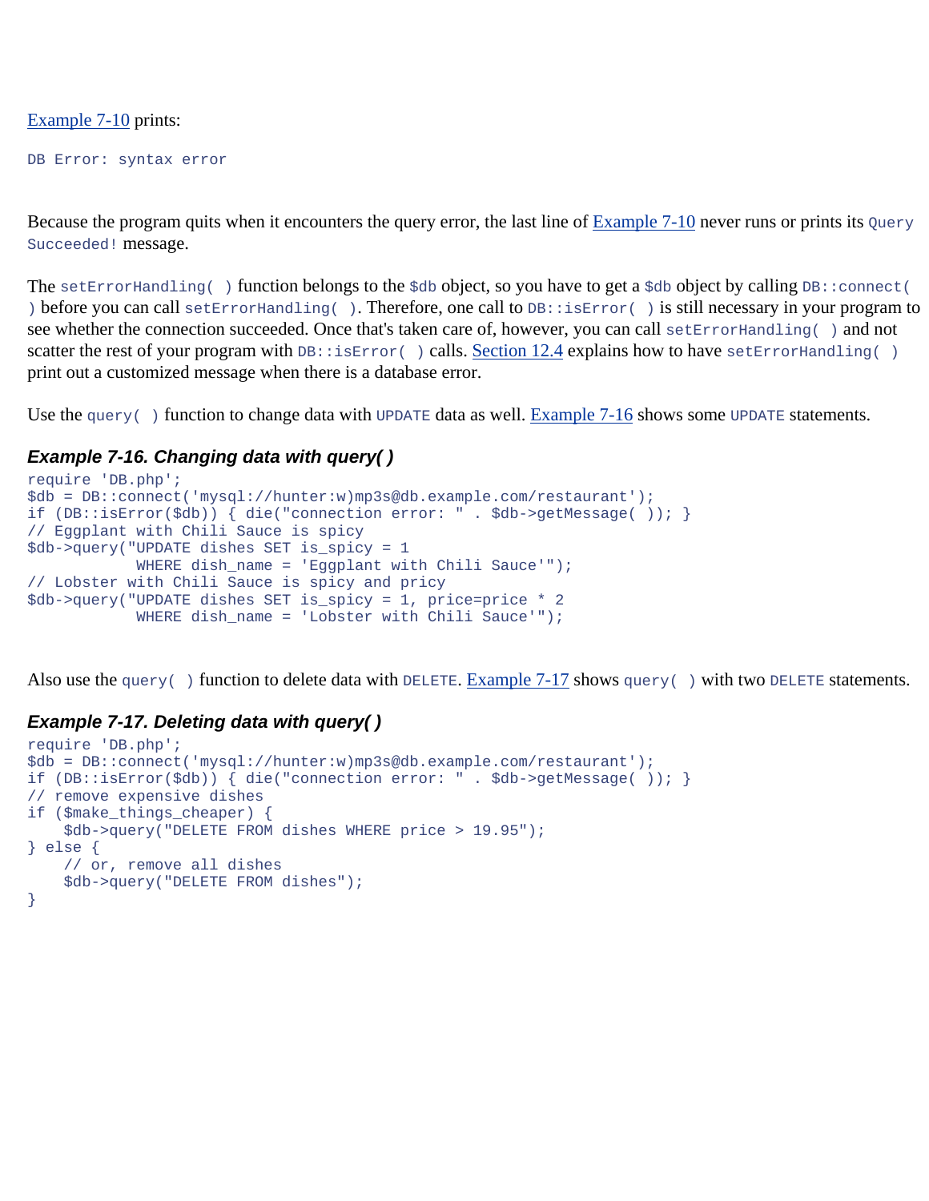Example 7-10 prints:

```
DB Error: syntax error
```

Because the program quits when it encounters the query error, the last line of Example 7-10 never runs or prints its `Query Succeeded!` message.

The `setErrorHandling( )` function belongs to the `$db` object, so you have to get a `$db` object by calling `DB::connect( )` before you can call `setErrorHandling( )`. Therefore, one call to `DB::isError( )` is still necessary in your program to see whether the connection succeeded. Once that's taken care of, however, you can call `setErrorHandling( )` and not scatter the rest of your program with `DB::isError( )` calls. Section 12.4 explains how to have `setErrorHandling( )` print out a customized message when there is a database error.

Use the `query( )` function to change data with `UPDATE` data as well. Example 7-16 shows some `UPDATE` statements.

### *Example 7-16. Changing data with query( )*

```
require 'DB.php';
$db = DB::connect('mysql://hunter:w)mp3s@db.example.com/restaurant');
if (DB::isError($db)) { die("connection error: " . $db->getMessage( )); }
// Eggplant with Chili Sauce is spicy
$db->query("UPDATE dishes SET is_spicy = 1
            WHERE dish_name = 'Eggplant with Chili Sauce'");
// Lobster with Chili Sauce is spicy and pricy
$db->query("UPDATE dishes SET is_spicy = 1, price=price * 2
            WHERE dish_name = 'Lobster with Chili Sauce'");
```

Also use the `query( )` function to delete data with `DELETE`. Example 7-17 shows `query( )` with two `DELETE` statements.

### *Example 7-17. Deleting data with query( )*

```
require 'DB.php';
$db = DB::connect('mysql://hunter:w)mp3s@db.example.com/restaurant');
if (DB::isError($db)) { die("connection error: " . $db->getMessage( )); }
// remove expensive dishes
if ($make_things_cheaper) {
    $db->query("DELETE FROM dishes WHERE price > 19.95");
} else {
    // or, remove all dishes
    $db->query("DELETE FROM dishes");
}
```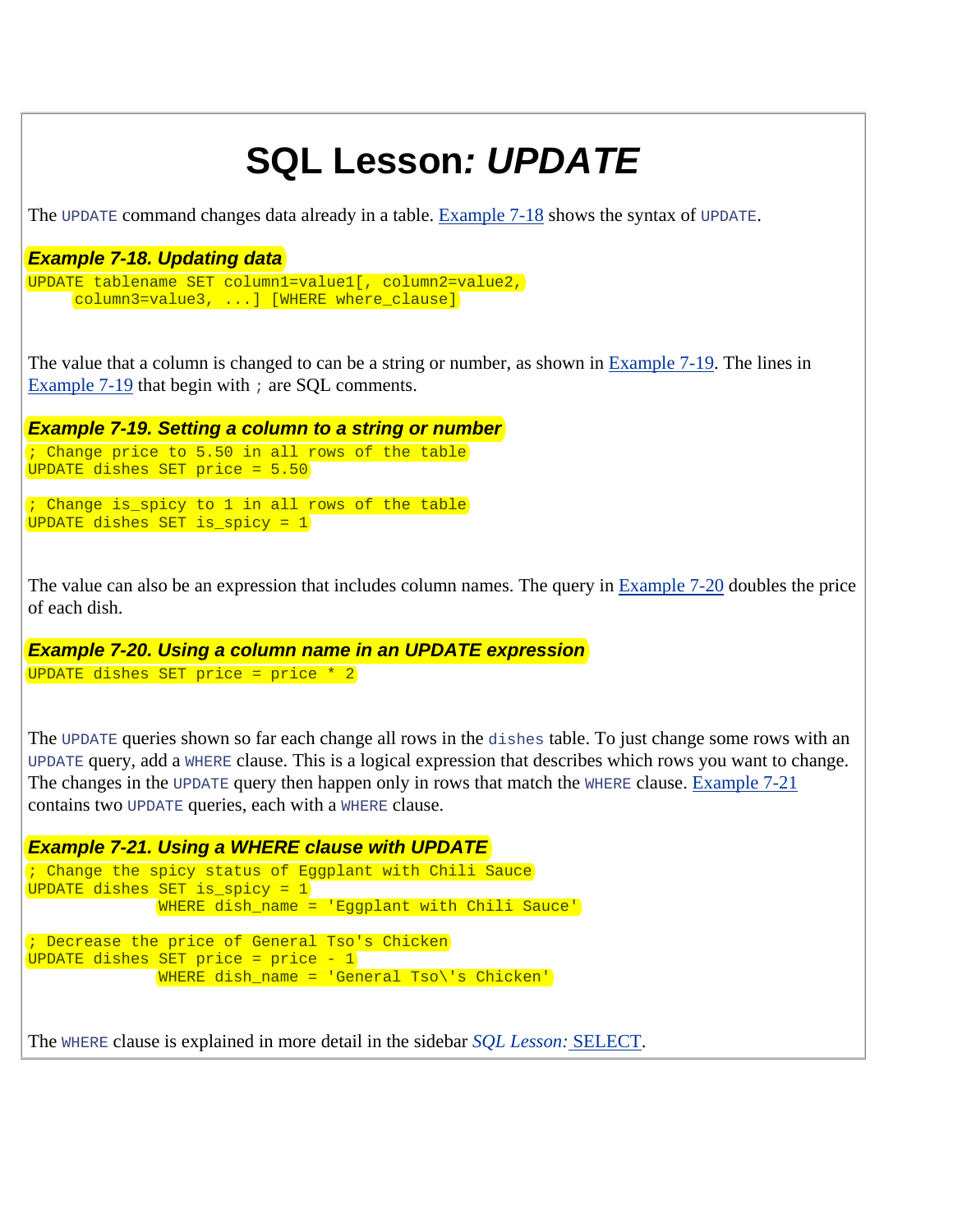# SQL Lesson: *UPDATE*

The `UPDATE` command changes data already in a table. Example 7-18 shows the syntax of `UPDATE`.

***Example 7-18. Updating data***

```
UPDATE tablename SET column1=value1[, column2=value2,
     column3=value3, ...] [WHERE where_clause]
```

The value that a column is changed to can be a string or number, as shown in Example 7-19. The lines in Example 7-19 that begin with `;` are SQL comments.

***Example 7-19. Setting a column to a string or number***

```
; Change price to 5.50 in all rows of the table
UPDATE dishes SET price = 5.50

; Change is_spicy to 1 in all rows of the table
UPDATE dishes SET is_spicy = 1
```

The value can also be an expression that includes column names. The query in Example 7-20 doubles the price of each dish.

***Example 7-20. Using a column name in an UPDATE expression***

```
UPDATE dishes SET price = price * 2
```

The `UPDATE` queries shown so far each change all rows in the `dishes` table. To just change some rows with an `UPDATE` query, add a `WHERE` clause. This is a logical expression that describes which rows you want to change. The changes in the `UPDATE` query then happen only in rows that match the `WHERE` clause. Example 7-21 contains two `UPDATE` queries, each with a `WHERE` clause.

***Example 7-21. Using a WHERE clause with UPDATE***

```
; Change the spicy status of Eggplant with Chili Sauce
UPDATE dishes SET is_spicy = 1
              WHERE dish_name = 'Eggplant with Chili Sauce'

; Decrease the price of General Tso's Chicken
UPDATE dishes SET price = price - 1
              WHERE dish_name = 'General Tso\'s Chicken'
```

The `WHERE` clause is explained in more detail in the sidebar *SQL Lesson:* SELECT.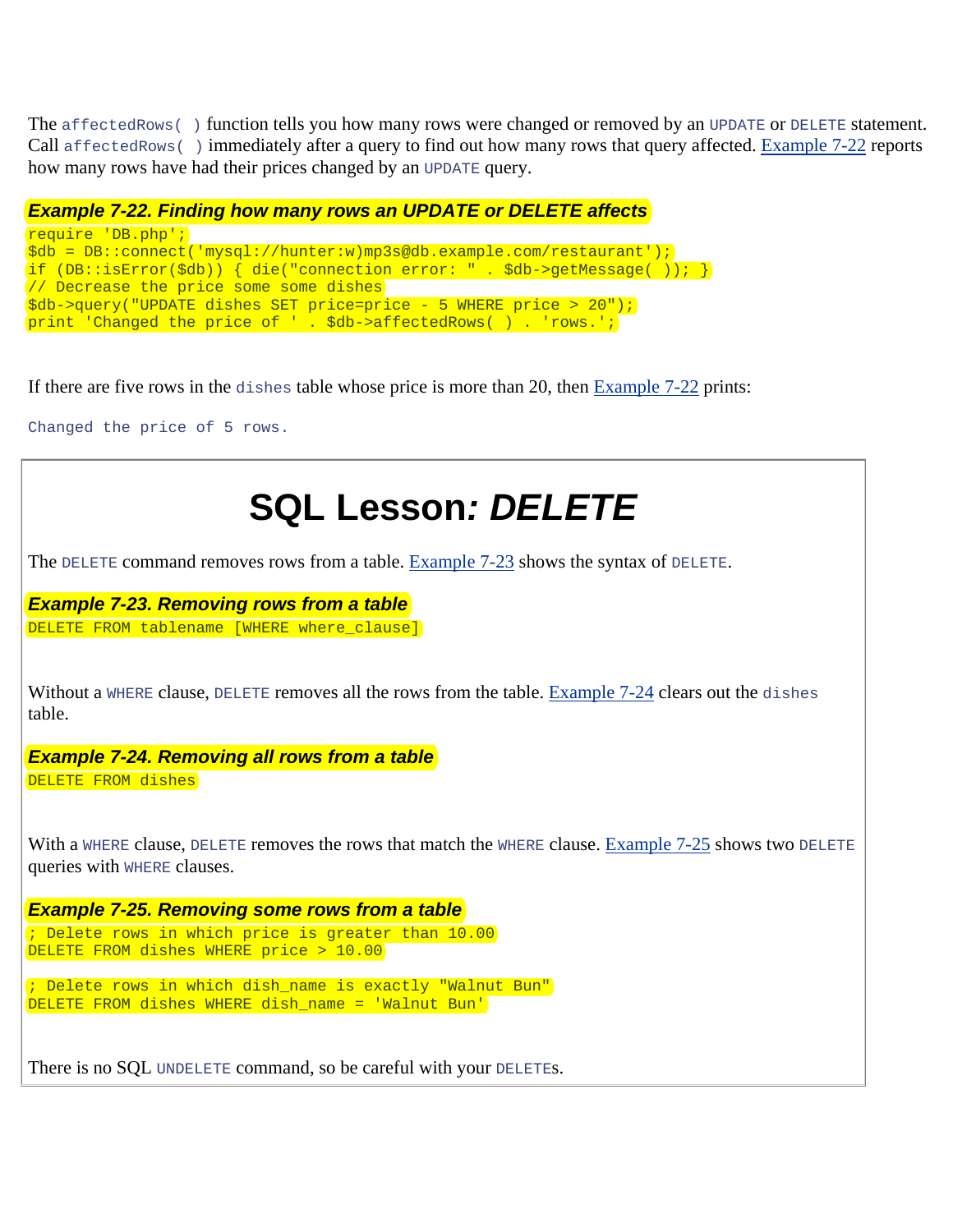The `affectedRows( )` function tells you how many rows were changed or removed by an `UPDATE` or `DELETE` statement. Call `affectedRows( )` immediately after a query to find out how many rows that query affected. Example 7-22 reports how many rows have had their prices changed by an `UPDATE` query.

***Example 7-22. Finding how many rows an UPDATE or DELETE affects***

```
require 'DB.php';
$db = DB::connect('mysql://hunter:w)mp3s@db.example.com/restaurant');
if (DB::isError($db)) { die("connection error: " . $db->getMessage( )); }
// Decrease the price some some dishes
$db->query("UPDATE dishes SET price=price - 5 WHERE price > 20");
print 'Changed the price of ' . $db->affectedRows( ) . 'rows.';
```

If there are five rows in the `dishes` table whose price is more than 20, then Example 7-22 prints:

```
Changed the price of 5 rows.
```

# SQL Lesson: *DELETE*

The `DELETE` command removes rows from a table. Example 7-23 shows the syntax of `DELETE`.

***Example 7-23. Removing rows from a table***

```
DELETE FROM tablename [WHERE where_clause]
```

Without a `WHERE` clause, `DELETE` removes all the rows from the table. Example 7-24 clears out the `dishes` table.

***Example 7-24. Removing all rows from a table***

```
DELETE FROM dishes
```

With a `WHERE` clause, `DELETE` removes the rows that match the `WHERE` clause. Example 7-25 shows two `DELETE` queries with `WHERE` clauses.

***Example 7-25. Removing some rows from a table***

```
; Delete rows in which price is greater than 10.00
DELETE FROM dishes WHERE price > 10.00

; Delete rows in which dish_name is exactly "Walnut Bun"
DELETE FROM dishes WHERE dish_name = 'Walnut Bun'
```

There is no SQL `UNDELETE` command, so be careful with your `DELETE`s.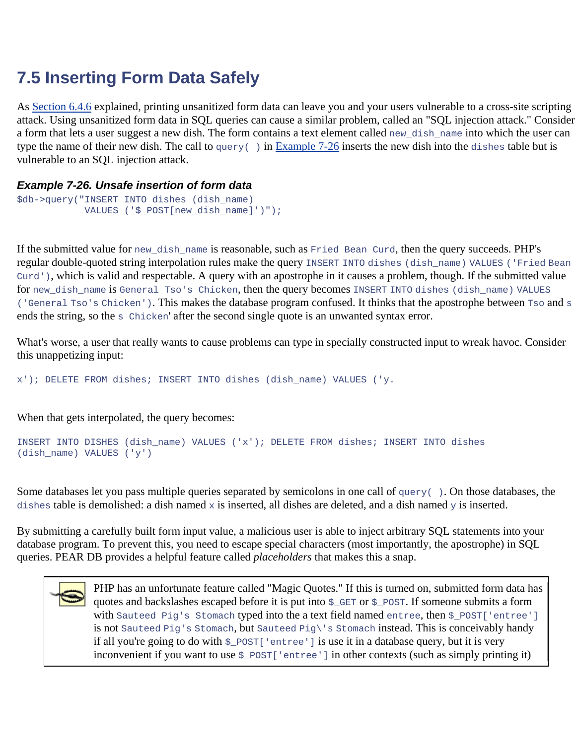# 7.5 Inserting Form Data Safely

As Section 6.4.6 explained, printing unsanitized form data can leave you and your users vulnerable to a cross-site scripting attack. Using unsanitized form data in SQL queries can cause a similar problem, called an "SQL injection attack." Consider a form that lets a user suggest a new dish. The form contains a text element called `new_dish_name` into which the user can type the name of their new dish. The call to `query( )` in Example 7-26 inserts the new dish into the `dishes` table but is vulnerable to an SQL injection attack.

***Example 7-26. Unsafe insertion of form data***

```
$db->query("INSERT INTO dishes (dish_name)
            VALUES ('$_POST[new_dish_name]')");
```

If the submitted value for `new_dish_name` is reasonable, such as `Fried Bean Curd`, then the query succeeds. PHP's regular double-quoted string interpolation rules make the query `INSERT INTO dishes (dish_name) VALUES ('Fried Bean Curd')`, which is valid and respectable. A query with an apostrophe in it causes a problem, though. If the submitted value for `new_dish_name` is `General Tso's Chicken`, then the query becomes `INSERT INTO dishes (dish_name) VALUES ('General Tso's Chicken')`. This makes the database program confused. It thinks that the apostrophe between `Tso` and `s` ends the string, so the `s Chicken`' after the second single quote is an unwanted syntax error.

What's worse, a user that really wants to cause problems can type in specially constructed input to wreak havoc. Consider this unappetizing input:

```
x'); DELETE FROM dishes; INSERT INTO dishes (dish_name) VALUES ('y.
```

When that gets interpolated, the query becomes:

```
INSERT INTO DISHES (dish_name) VALUES ('x'); DELETE FROM dishes; INSERT INTO dishes
(dish_name) VALUES ('y')
```

Some databases let you pass multiple queries separated by semicolons in one call of `query( )`. On those databases, the `dishes` table is demolished: a dish named `x` is inserted, all dishes are deleted, and a dish named `y` is inserted.

By submitting a carefully built form input value, a malicious user is able to inject arbitrary SQL statements into your database program. To prevent this, you need to escape special characters (most importantly, the apostrophe) in SQL queries. PEAR DB provides a helpful feature called *placeholders* that makes this a snap.

> PHP has an unfortunate feature called "Magic Quotes." If this is turned on, submitted form data has quotes and backslashes escaped before it is put into `$_GET` or `$_POST`. If someone submits a form with `Sauteed Pig's Stomach` typed into the a text field named `entree`, then `$_POST['entree']` is not `Sauteed Pig's Stomach`, but `Sauteed Pig\'s Stomach` instead. This is conceivably handy if all you're going to do with `$_POST['entree']` is use it in a database query, but it is very inconvenient if you want to use `$_POST['entree']` in other contexts (such as simply printing it)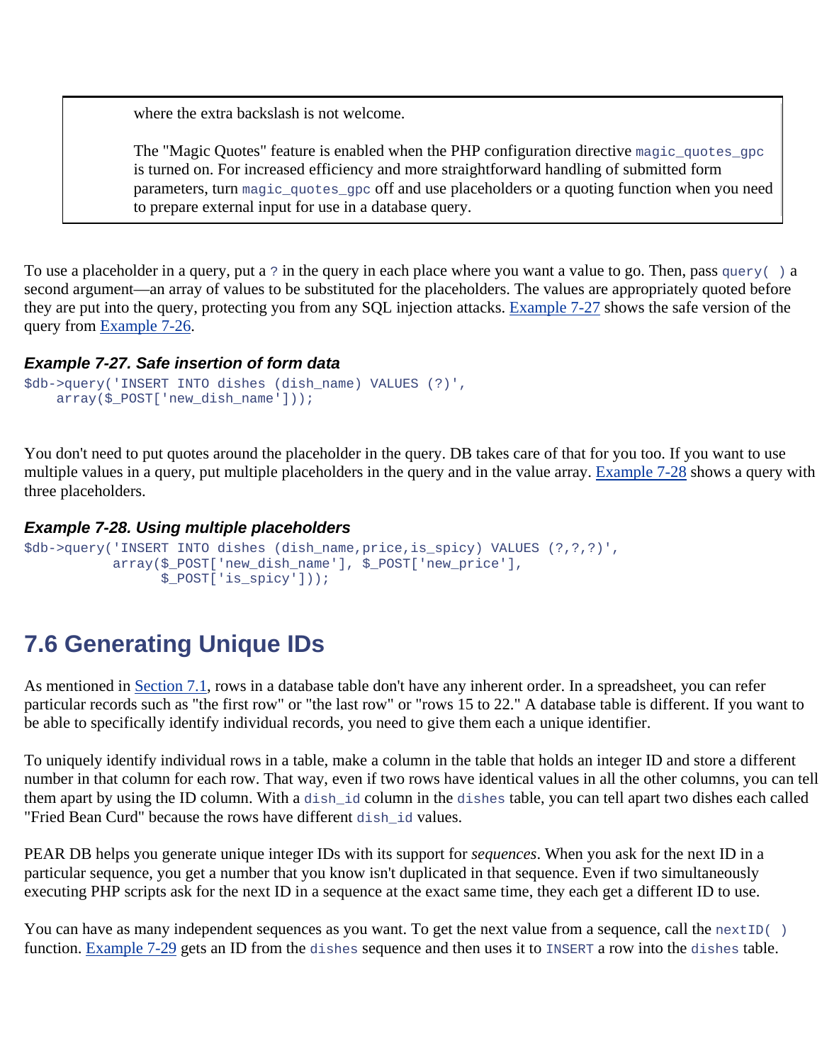> where the extra backslash is not welcome.
>
> The "Magic Quotes" feature is enabled when the PHP configuration directive `magic_quotes_gpc` is turned on. For increased efficiency and more straightforward handling of submitted form parameters, turn `magic_quotes_gpc` off and use placeholders or a quoting function when you need to prepare external input for use in a database query.

To use a placeholder in a query, put a `?` in the query in each place where you want a value to go. Then, pass `query( )` a second argument—an array of values to be substituted for the placeholders. The values are appropriately quoted before they are put into the query, protecting you from any SQL injection attacks. Example 7-27 shows the safe version of the query from Example 7-26.

***Example 7-27. Safe insertion of form data***

```
$db->query('INSERT INTO dishes (dish_name) VALUES (?)',
    array($_POST['new_dish_name']));
```

You don't need to put quotes around the placeholder in the query. DB takes care of that for you too. If you want to use multiple values in a query, put multiple placeholders in the query and in the value array. Example 7-28 shows a query with three placeholders.

***Example 7-28. Using multiple placeholders***

```
$db->query('INSERT INTO dishes (dish_name,price,is_spicy) VALUES (?,?,?)',
           array($_POST['new_dish_name'], $_POST['new_price'],
                 $_POST['is_spicy']));
```

## 7.6 Generating Unique IDs

As mentioned in Section 7.1, rows in a database table don't have any inherent order. In a spreadsheet, you can refer particular records such as "the first row" or "the last row" or "rows 15 to 22." A database table is different. If you want to be able to specifically identify individual records, you need to give them each a unique identifier.

To uniquely identify individual rows in a table, make a column in the table that holds an integer ID and store a different number in that column for each row. That way, even if two rows have identical values in all the other columns, you can tell them apart by using the ID column. With a `dish_id` column in the `dishes` table, you can tell apart two dishes each called "Fried Bean Curd" because the rows have different `dish_id` values.

PEAR DB helps you generate unique integer IDs with its support for *sequences*. When you ask for the next ID in a particular sequence, you get a number that you know isn't duplicated in that sequence. Even if two simultaneously executing PHP scripts ask for the next ID in a sequence at the exact same time, they each get a different ID to use.

You can have as many independent sequences as you want. To get the next value from a sequence, call the `nextID( )` function. Example 7-29 gets an ID from the `dishes` sequence and then uses it to `INSERT` a row into the `dishes` table.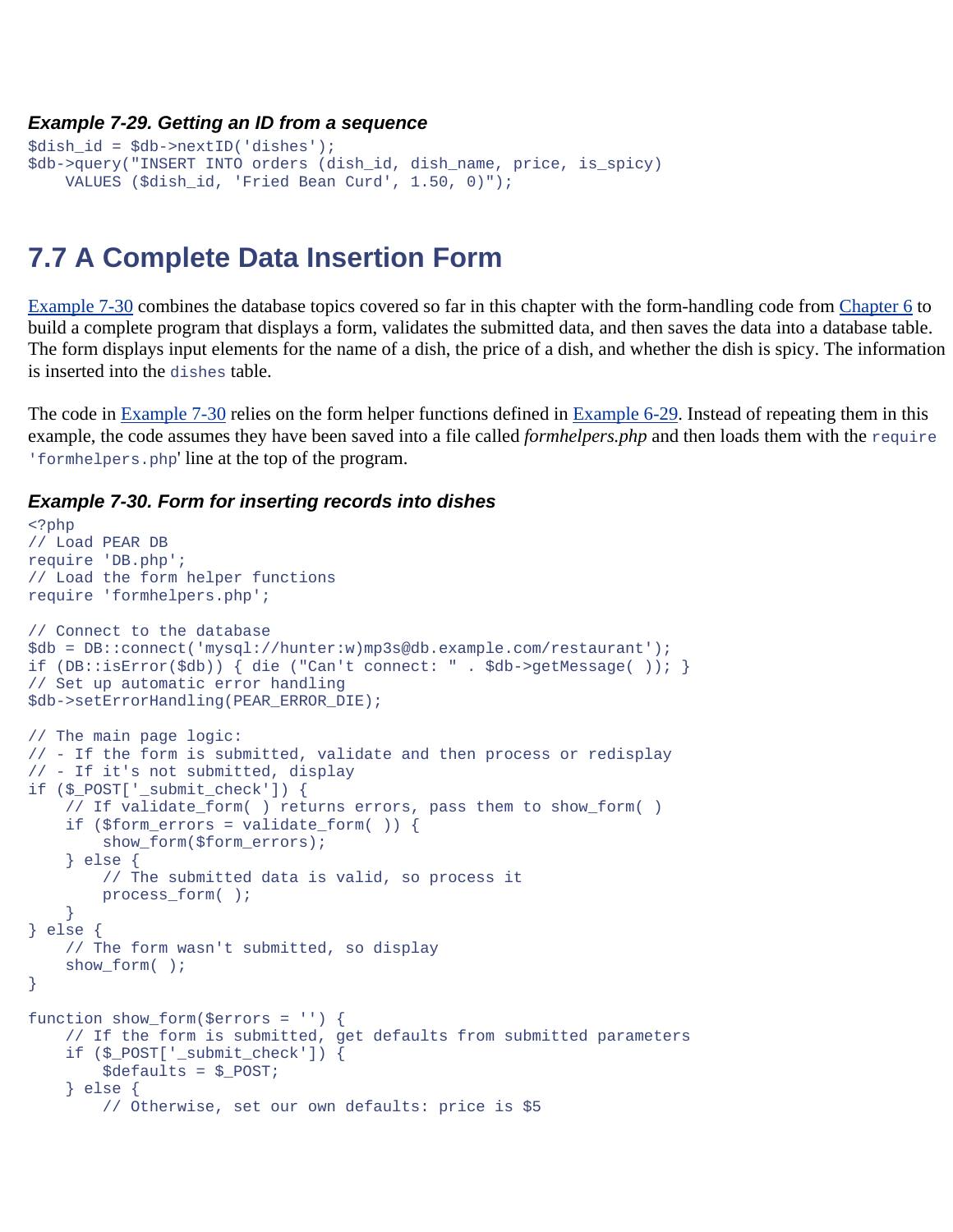***Example 7-29. Getting an ID from a sequence***

```
$dish_id = $db->nextID('dishes');
$db->query("INSERT INTO orders (dish_id, dish_name, price, is_spicy)
    VALUES ($dish_id, 'Fried Bean Curd', 1.50, 0)");
```

## 7.7 A Complete Data Insertion Form

Example 7-30 combines the database topics covered so far in this chapter with the form-handling code from Chapter 6 to build a complete program that displays a form, validates the submitted data, and then saves the data into a database table. The form displays input elements for the name of a dish, the price of a dish, and whether the dish is spicy. The information is inserted into the `dishes` table.

The code in Example 7-30 relies on the form helper functions defined in Example 6-29. Instead of repeating them in this example, the code assumes they have been saved into a file called *formhelpers.php* and then loads them with the `require 'formhelpers.php'` line at the top of the program.

***Example 7-30. Form for inserting records into dishes***

```
<?php
// Load PEAR DB
require 'DB.php';
// Load the form helper functions
require 'formhelpers.php';

// Connect to the database
$db = DB::connect('mysql://hunter:w)mp3s@db.example.com/restaurant');
if (DB::isError($db)) { die ("Can't connect: " . $db->getMessage( )); }
// Set up automatic error handling
$db->setErrorHandling(PEAR_ERROR_DIE);

// The main page logic:
// - If the form is submitted, validate and then process or redisplay
// - If it's not submitted, display
if ($_POST['_submit_check']) {
    // If validate_form( ) returns errors, pass them to show_form( )
    if ($form_errors = validate_form( )) {
        show_form($form_errors);
    } else {
        // The submitted data is valid, so process it
        process_form( );
    }
} else {
    // The form wasn't submitted, so display
    show_form( );
}

function show_form($errors = '') {
    // If the form is submitted, get defaults from submitted parameters
    if ($_POST['_submit_check']) {
        $defaults = $_POST;
    } else {
        // Otherwise, set our own defaults: price is $5
```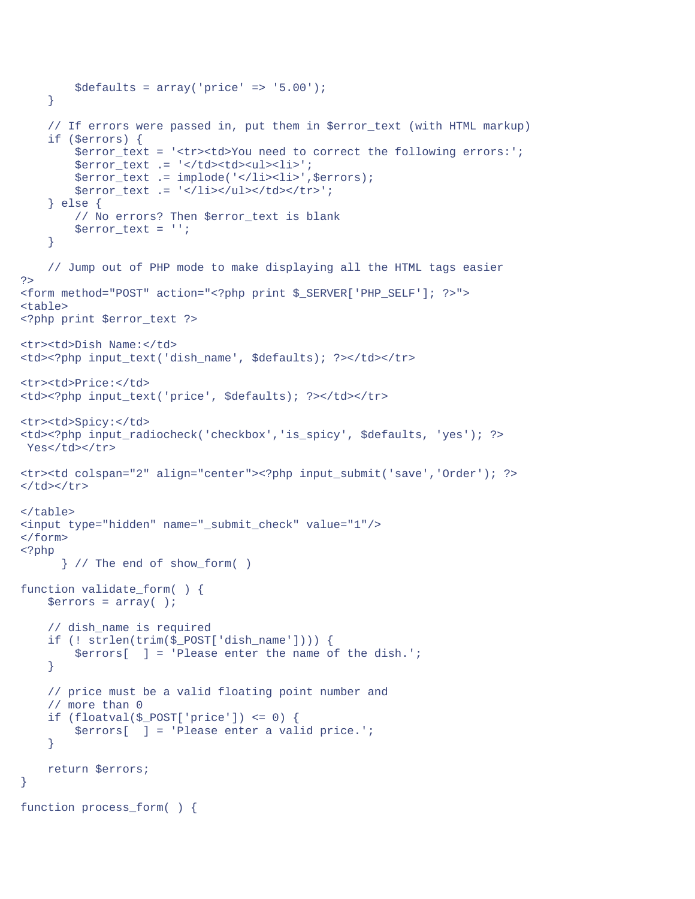```
        $defaults = array('price' => '5.00');
    }

    // If errors were passed in, put them in $error_text (with HTML markup)
    if ($errors) {
        $error_text = '<tr><td>You need to correct the following errors:';
        $error_text .= '</td><td><ul><li>';
        $error_text .= implode('</li><li>',$errors);
        $error_text .= '</li></ul></td></tr>';
    } else {
        // No errors? Then $error_text is blank
        $error_text = '';
    }

    // Jump out of PHP mode to make displaying all the HTML tags easier
?>
<form method="POST" action="<?php print $_SERVER['PHP_SELF']; ?>">
<table>
<?php print $error_text ?>

<tr><td>Dish Name:</td>
<td><?php input_text('dish_name', $defaults); ?></td></tr>

<tr><td>Price:</td>
<td><?php input_text('price', $defaults); ?></td></tr>

<tr><td>Spicy:</td>
<td><?php input_radiocheck('checkbox','is_spicy', $defaults, 'yes'); ?>
 Yes</td></tr>

<tr><td colspan="2" align="center"><?php input_submit('save','Order'); ?>
</td></tr>

</table>
<input type="hidden" name="_submit_check" value="1"/>
</form>
<?php
      } // The end of show_form( )

function validate_form( ) {
    $errors = array( );

    // dish_name is required
    if (! strlen(trim($_POST['dish_name']))) {
        $errors[  ] = 'Please enter the name of the dish.';
    }

    // price must be a valid floating point number and
    // more than 0
    if (floatval($_POST['price']) <= 0) {
        $errors[  ] = 'Please enter a valid price.';
    }

    return $errors;
}

function process_form( ) {
```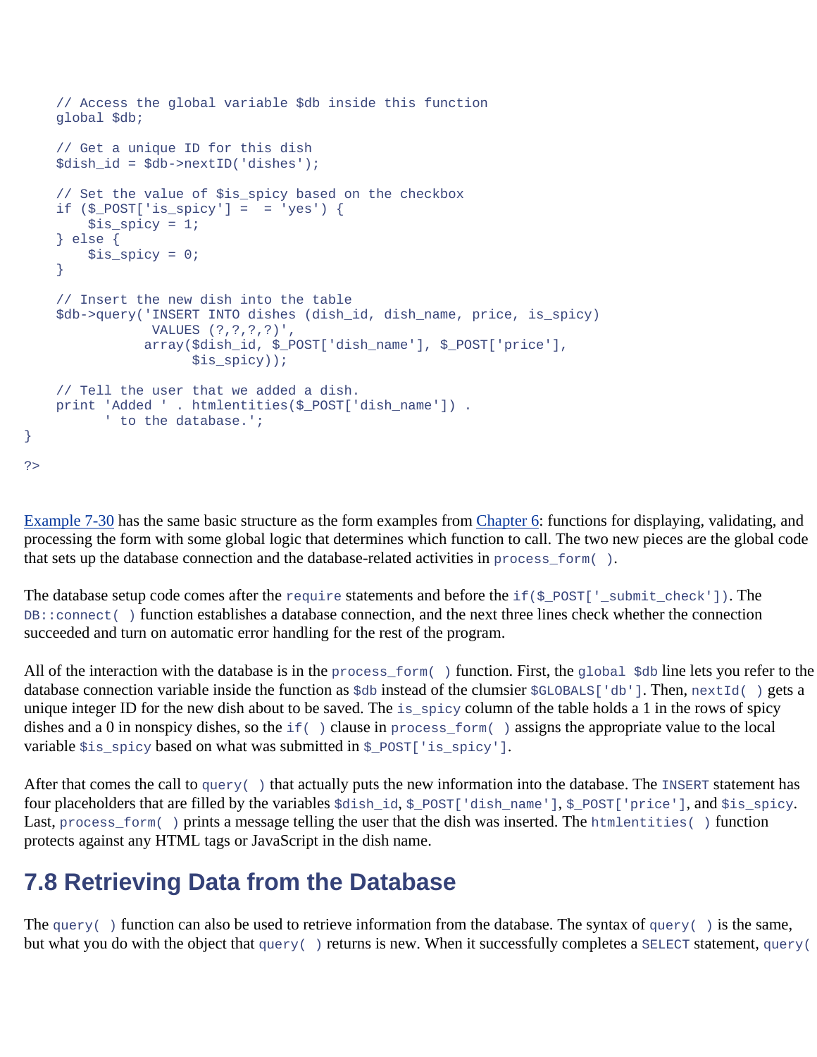```
    // Access the global variable $db inside this function
    global $db;

    // Get a unique ID for this dish
    $dish_id = $db->nextID('dishes');

    // Set the value of $is_spicy based on the checkbox
    if ($_POST['is_spicy'] =  = 'yes') {
        $is_spicy = 1;
    } else {
        $is_spicy = 0;
    }

    // Insert the new dish into the table
    $db->query('INSERT INTO dishes (dish_id, dish_name, price, is_spicy)
                VALUES (?,?,?,?)',
               array($dish_id, $_POST['dish_name'], $_POST['price'],
                     $is_spicy));

    // Tell the user that we added a dish.
    print 'Added ' . htmlentities($_POST['dish_name']) .
          ' to the database.';
}

?>
```

Example 7-30 has the same basic structure as the form examples from Chapter 6: functions for displaying, validating, and processing the form with some global logic that determines which function to call. The two new pieces are the global code that sets up the database connection and the database-related activities in `process_form( )`.

The database setup code comes after the `require` statements and before the `if($_POST['_submit_check'])`. The `DB::connect( )` function establishes a database connection, and the next three lines check whether the connection succeeded and turn on automatic error handling for the rest of the program.

All of the interaction with the database is in the `process_form( )` function. First, the `global $db` line lets you refer to the database connection variable inside the function as `$db` instead of the clumsier `$GLOBALS['db']`. Then, `nextId( )` gets a unique integer ID for the new dish about to be saved. The `is_spicy` column of the table holds a 1 in the rows of spicy dishes and a 0 in nonspicy dishes, so the `if( )` clause in `process_form( )` assigns the appropriate value to the local variable `$is_spicy` based on what was submitted in `$_POST['is_spicy']`.

After that comes the call to `query( )` that actually puts the new information into the database. The `INSERT` statement has four placeholders that are filled by the variables `$dish_id`, `$_POST['dish_name']`, `$_POST['price']`, and `$is_spicy`. Last, `process_form( )` prints a message telling the user that the dish was inserted. The `htmlentities( )` function protects against any HTML tags or JavaScript in the dish name.

## 7.8 Retrieving Data from the Database

The `query( )` function can also be used to retrieve information from the database. The syntax of `query( )` is the same, but what you do with the object that `query( )` returns is new. When it successfully completes a `SELECT` statement, `query(`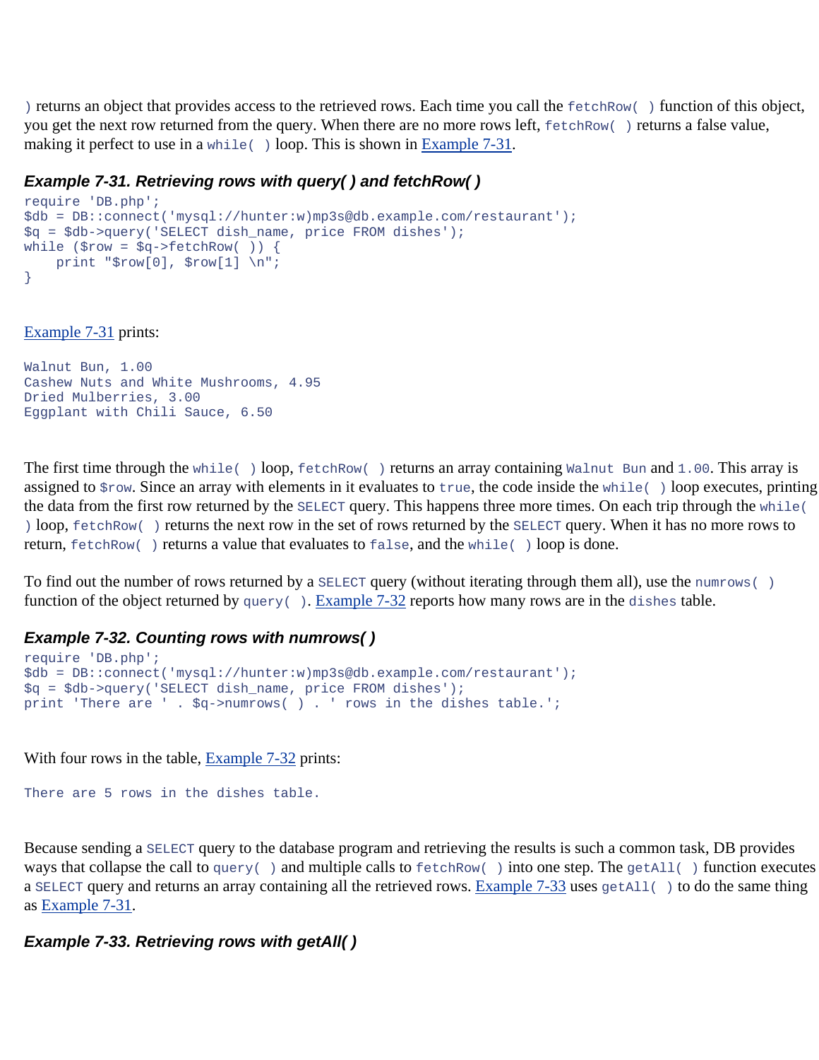) returns an object that provides access to the retrieved rows. Each time you call the `fetchRow( )` function of this object, you get the next row returned from the query. When there are no more rows left, `fetchRow( )` returns a false value, making it perfect to use in a `while( )` loop. This is shown in Example 7-31.

### *Example 7-31. Retrieving rows with query( ) and fetchRow( )*

```
require 'DB.php';
$db = DB::connect('mysql://hunter:w)mp3s@db.example.com/restaurant');
$q = $db->query('SELECT dish_name, price FROM dishes');
while ($row = $q->fetchRow( )) {
    print "$row[0], $row[1] \n";
}
```

Example 7-31 prints:

```
Walnut Bun, 1.00
Cashew Nuts and White Mushrooms, 4.95
Dried Mulberries, 3.00
Eggplant with Chili Sauce, 6.50
```

The first time through the `while( )` loop, `fetchRow( )` returns an array containing `Walnut Bun` and `1.00`. This array is assigned to `$row`. Since an array with elements in it evaluates to `true`, the code inside the `while( )` loop executes, printing the data from the first row returned by the `SELECT` query. This happens three more times. On each trip through the `while( )` loop, `fetchRow( )` returns the next row in the set of rows returned by the `SELECT` query. When it has no more rows to return, `fetchRow( )` returns a value that evaluates to `false`, and the `while( )` loop is done.

To find out the number of rows returned by a `SELECT` query (without iterating through them all), use the `numrows( )` function of the object returned by `query( )`. Example 7-32 reports how many rows are in the `dishes` table.

### *Example 7-32. Counting rows with numrows( )*

```
require 'DB.php';
$db = DB::connect('mysql://hunter:w)mp3s@db.example.com/restaurant');
$q = $db->query('SELECT dish_name, price FROM dishes');
print 'There are ' . $q->numrows( ) . ' rows in the dishes table.';
```

With four rows in the table, Example 7-32 prints:

```
There are 5 rows in the dishes table.
```

Because sending a `SELECT` query to the database program and retrieving the results is such a common task, DB provides ways that collapse the call to `query( )` and multiple calls to `fetchRow( )` into one step. The `getAll( )` function executes a `SELECT` query and returns an array containing all the retrieved rows. Example 7-33 uses `getAll( )` to do the same thing as Example 7-31.

### *Example 7-33. Retrieving rows with getAll( )*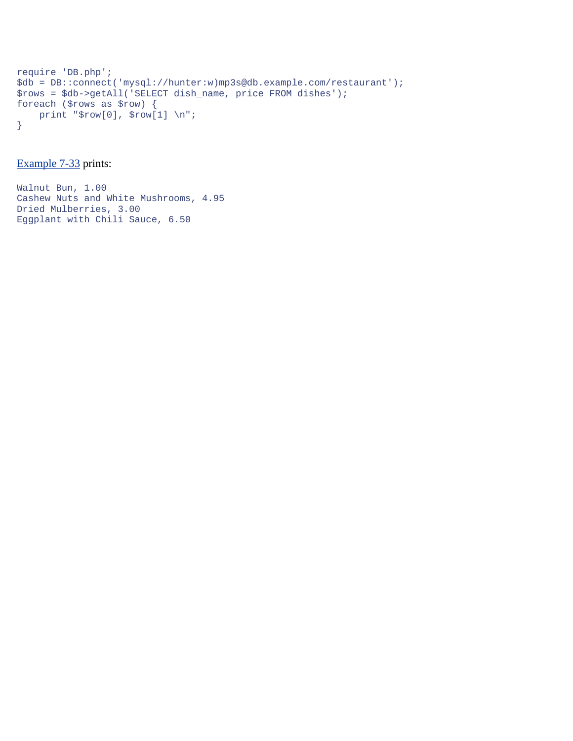```
require 'DB.php';
$db = DB::connect('mysql://hunter:w)mp3s@db.example.com/restaurant');
$rows = $db->getAll('SELECT dish_name, price FROM dishes');
foreach ($rows as $row) {
    print "$row[0], $row[1] \n";
}
```

Example 7-33 prints:

```
Walnut Bun, 1.00
Cashew Nuts and White Mushrooms, 4.95
Dried Mulberries, 3.00
Eggplant with Chili Sauce, 6.50
```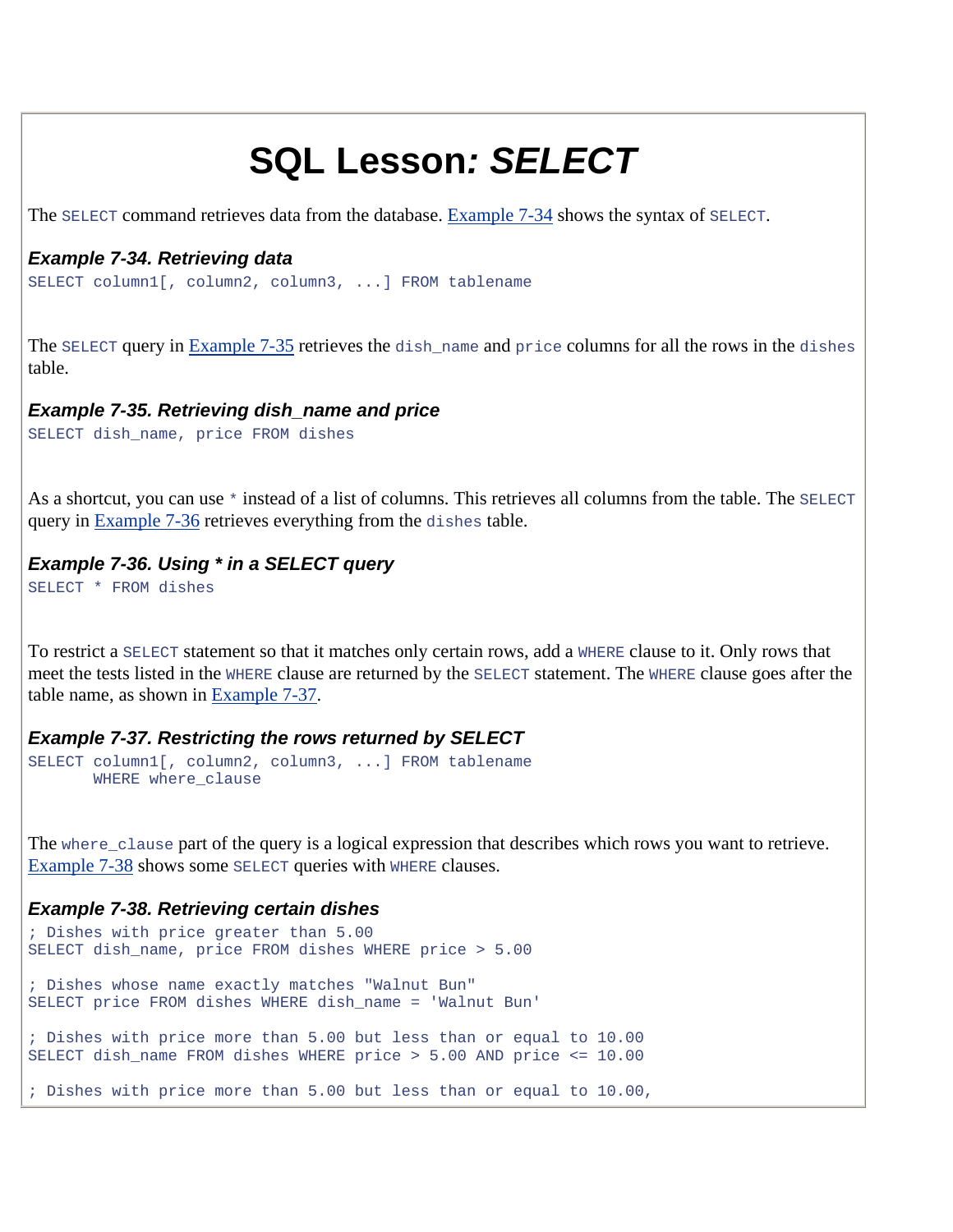# SQL Lesson: *SELECT*

The `SELECT` command retrieves data from the database. Example 7-34 shows the syntax of `SELECT`.

### *Example 7-34. Retrieving data*

```
SELECT column1[, column2, column3, ...] FROM tablename
```

The `SELECT` query in Example 7-35 retrieves the `dish_name` and `price` columns for all the rows in the `dishes` table.

### *Example 7-35. Retrieving dish_name and price*

```
SELECT dish_name, price FROM dishes
```

As a shortcut, you can use `*` instead of a list of columns. This retrieves all columns from the table. The `SELECT` query in Example 7-36 retrieves everything from the `dishes` table.

### *Example 7-36. Using * in a SELECT query*

```
SELECT * FROM dishes
```

To restrict a `SELECT` statement so that it matches only certain rows, add a `WHERE` clause to it. Only rows that meet the tests listed in the `WHERE` clause are returned by the `SELECT` statement. The `WHERE` clause goes after the table name, as shown in Example 7-37.

### *Example 7-37. Restricting the rows returned by SELECT*

```
SELECT column1[, column2, column3, ...] FROM tablename
       WHERE where_clause
```

The `where_clause` part of the query is a logical expression that describes which rows you want to retrieve. Example 7-38 shows some `SELECT` queries with `WHERE` clauses.

### *Example 7-38. Retrieving certain dishes*

```
; Dishes with price greater than 5.00
SELECT dish_name, price FROM dishes WHERE price > 5.00

; Dishes whose name exactly matches "Walnut Bun"
SELECT price FROM dishes WHERE dish_name = 'Walnut Bun'

; Dishes with price more than 5.00 but less than or equal to 10.00
SELECT dish_name FROM dishes WHERE price > 5.00 AND price <= 10.00

; Dishes with price more than 5.00 but less than or equal to 10.00,
```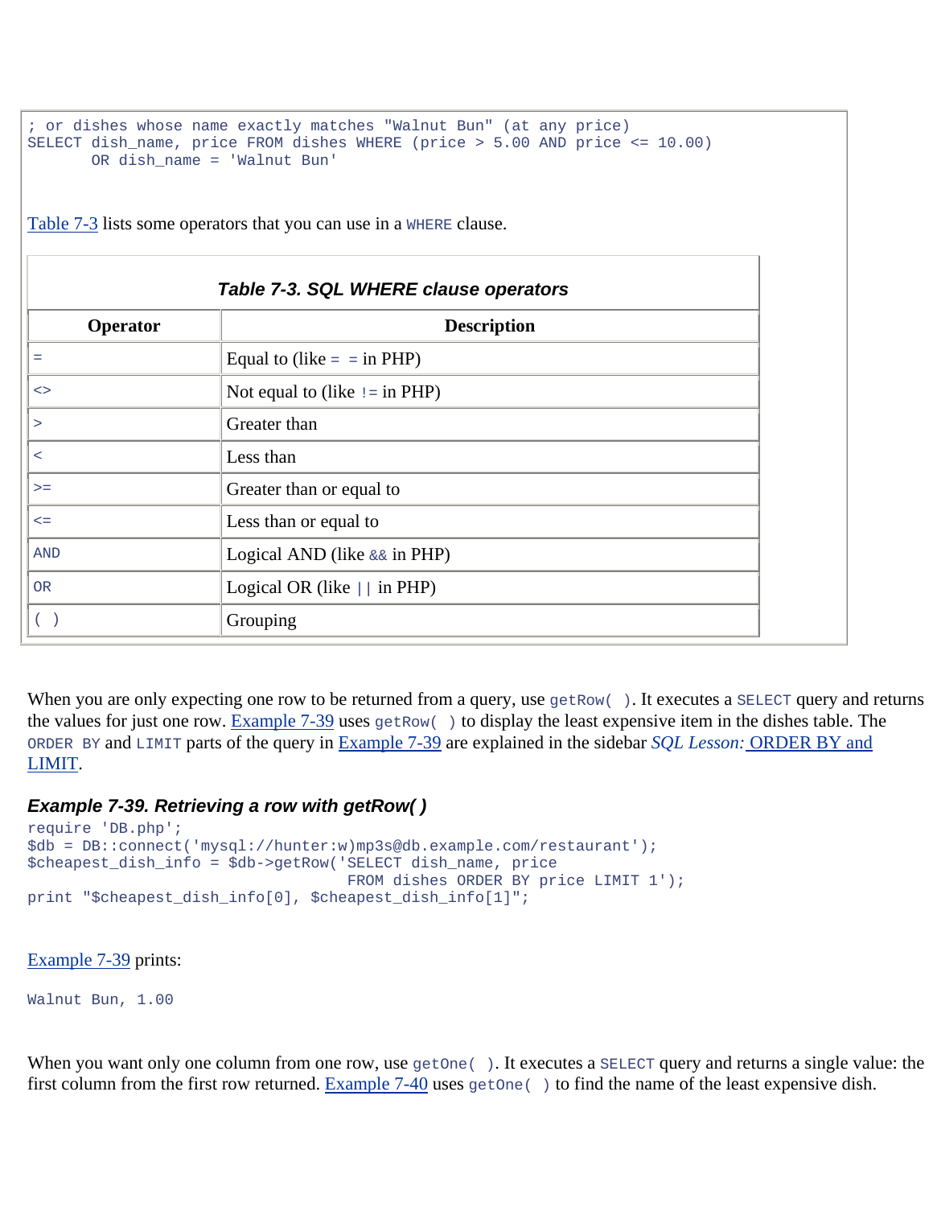```
; or dishes whose name exactly matches "Walnut Bun" (at any price)
SELECT dish_name, price FROM dishes WHERE (price > 5.00 AND price <= 10.00)
       OR dish_name = 'Walnut Bun'
```

Table 7-3 lists some operators that you can use in a `WHERE` clause.

***Table 7-3. SQL WHERE clause operators***

| Operator | Description |
|---|---|
| `=` | Equal to (like `= =` in PHP) |
| `<>` | Not equal to (like `!=` in PHP) |
| `>` | Greater than |
| `<` | Less than |
| `>=` | Greater than or equal to |
| `<=` | Less than or equal to |
| `AND` | Logical AND (like `&&` in PHP) |
| `OR` | Logical OR (like `||` in PHP) |
| `( )` | Grouping |

When you are only expecting one row to be returned from a query, use `getRow( )`. It executes a `SELECT` query and returns the values for just one row. Example 7-39 uses `getRow( )` to display the least expensive item in the dishes table. The `ORDER BY` and `LIMIT` parts of the query in Example 7-39 are explained in the sidebar *SQL Lesson:* ORDER BY and LIMIT.

### *Example 7-39. Retrieving a row with getRow( )*

```
require 'DB.php';
$db = DB::connect('mysql://hunter:w)mp3s@db.example.com/restaurant');
$cheapest_dish_info = $db->getRow('SELECT dish_name, price
                                  FROM dishes ORDER BY price LIMIT 1');
print "$cheapest_dish_info[0], $cheapest_dish_info[1]";
```

Example 7-39 prints:

```
Walnut Bun, 1.00
```

When you want only one column from one row, use `getOne( )`. It executes a `SELECT` query and returns a single value: the first column from the first row returned. Example 7-40 uses `getOne( )` to find the name of the least expensive dish.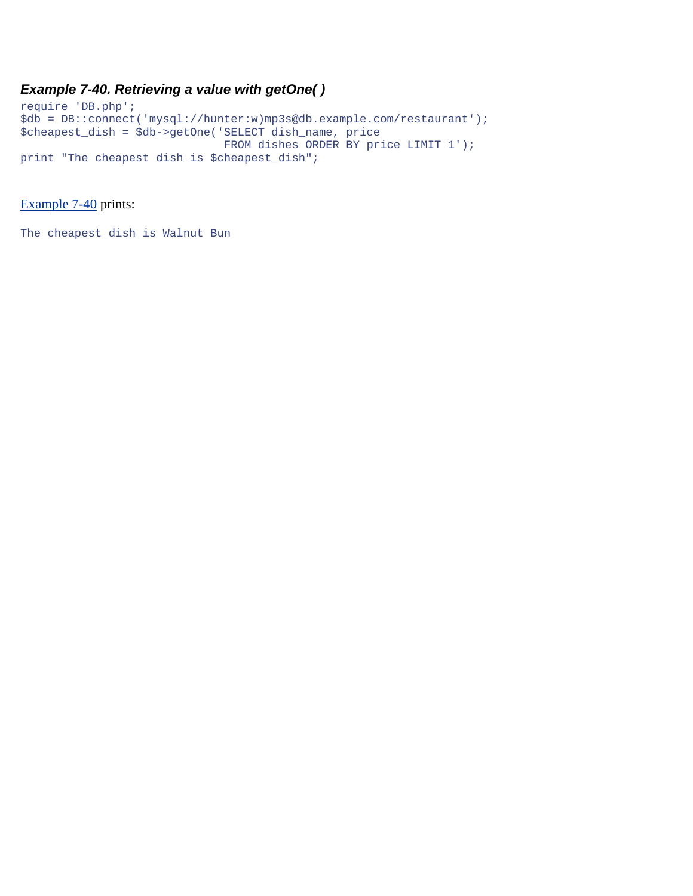***Example 7-40. Retrieving a value with getOne( )***

```
require 'DB.php';
$db = DB::connect('mysql://hunter:w)mp3s@db.example.com/restaurant');
$cheapest_dish = $db->getOne('SELECT dish_name, price
                              FROM dishes ORDER BY price LIMIT 1');
print "The cheapest dish is $cheapest_dish";
```

Example 7-40 prints:

```
The cheapest dish is Walnut Bun
```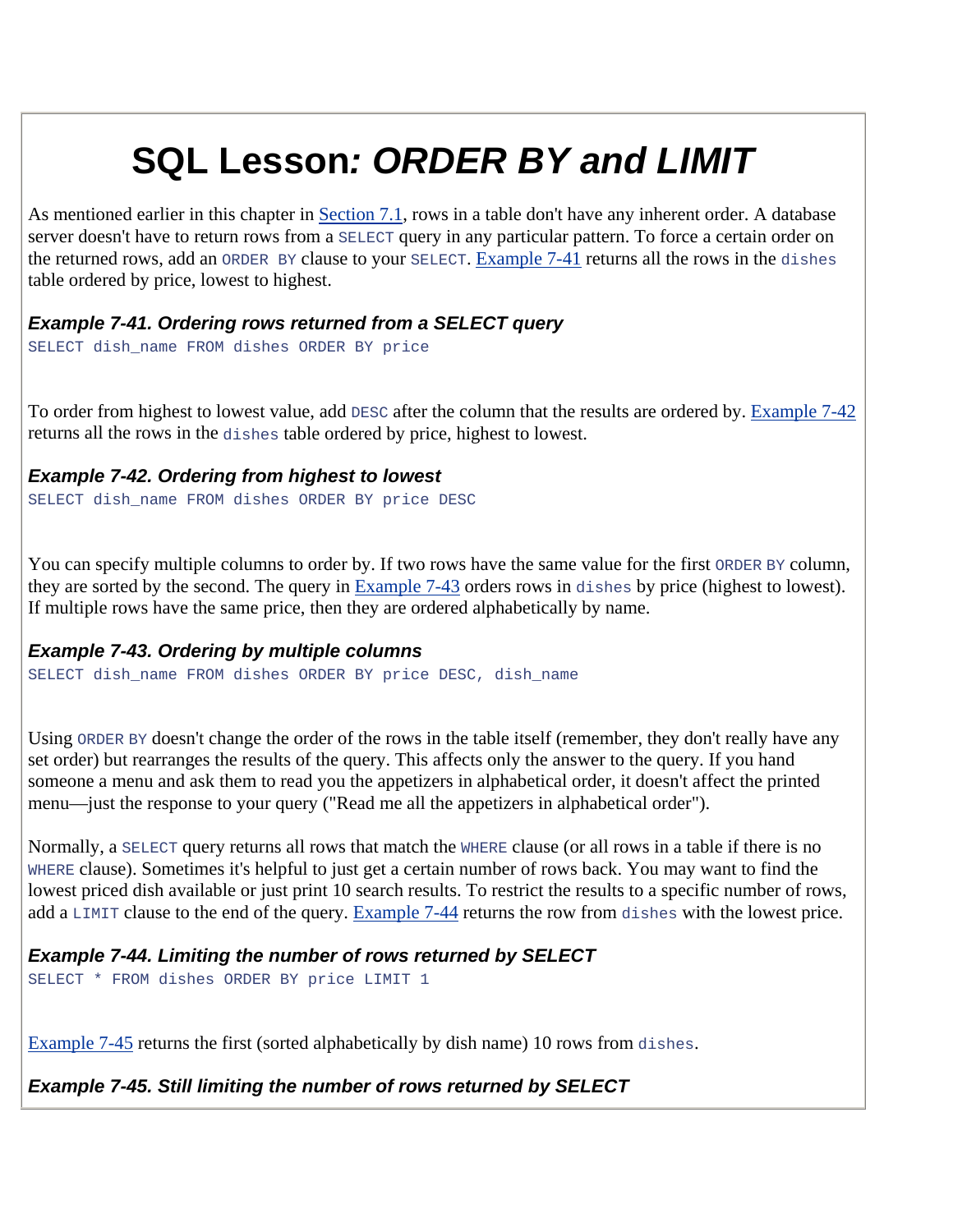# SQL Lesson: *ORDER BY and LIMIT*

As mentioned earlier in this chapter in Section 7.1, rows in a table don't have any inherent order. A database server doesn't have to return rows from a `SELECT` query in any particular pattern. To force a certain order on the returned rows, add an `ORDER BY` clause to your `SELECT`. Example 7-41 returns all the rows in the `dishes` table ordered by price, lowest to highest.

***Example 7-41. Ordering rows returned from a SELECT query***

```
SELECT dish_name FROM dishes ORDER BY price
```

To order from highest to lowest value, add `DESC` after the column that the results are ordered by. Example 7-42 returns all the rows in the `dishes` table ordered by price, highest to lowest.

***Example 7-42. Ordering from highest to lowest***

```
SELECT dish_name FROM dishes ORDER BY price DESC
```

You can specify multiple columns to order by. If two rows have the same value for the first `ORDER BY` column, they are sorted by the second. The query in Example 7-43 orders rows in `dishes` by price (highest to lowest). If multiple rows have the same price, then they are ordered alphabetically by name.

***Example 7-43. Ordering by multiple columns***

```
SELECT dish_name FROM dishes ORDER BY price DESC, dish_name
```

Using `ORDER BY` doesn't change the order of the rows in the table itself (remember, they don't really have any set order) but rearranges the results of the query. This affects only the answer to the query. If you hand someone a menu and ask them to read you the appetizers in alphabetical order, it doesn't affect the printed menu—just the response to your query ("Read me all the appetizers in alphabetical order").

Normally, a `SELECT` query returns all rows that match the `WHERE` clause (or all rows in a table if there is no `WHERE` clause). Sometimes it's helpful to just get a certain number of rows back. You may want to find the lowest priced dish available or just print 10 search results. To restrict the results to a specific number of rows, add a `LIMIT` clause to the end of the query. Example 7-44 returns the row from `dishes` with the lowest price.

***Example 7-44. Limiting the number of rows returned by SELECT***

```
SELECT * FROM dishes ORDER BY price LIMIT 1
```

Example 7-45 returns the first (sorted alphabetically by dish name) 10 rows from `dishes`.

***Example 7-45. Still limiting the number of rows returned by SELECT***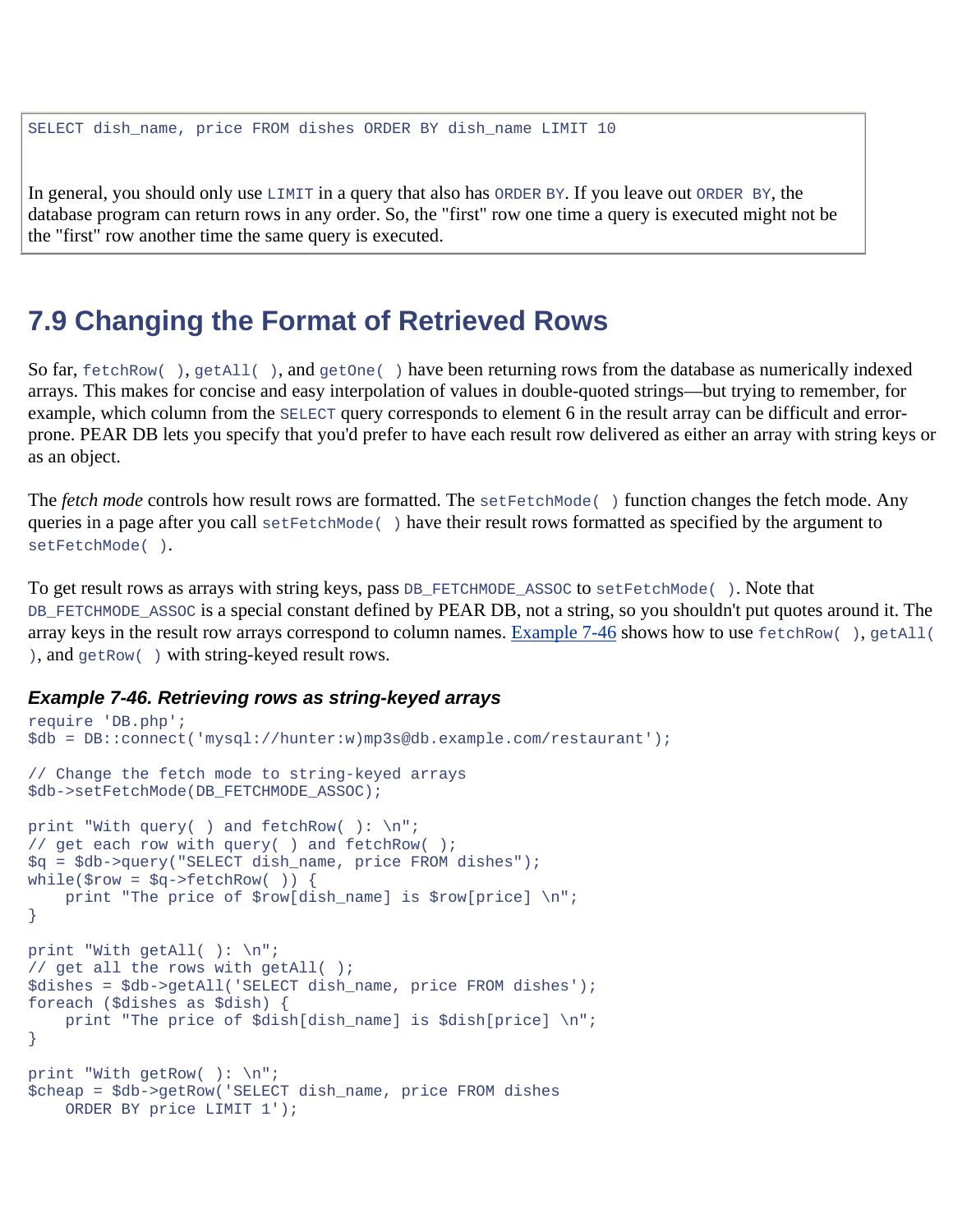```
SELECT dish_name, price FROM dishes ORDER BY dish_name LIMIT 10
```

In general, you should only use `LIMIT` in a query that also has `ORDER BY`. If you leave out `ORDER BY`, the database program can return rows in any order. So, the "first" row one time a query is executed might not be the "first" row another time the same query is executed.

## 7.9 Changing the Format of Retrieved Rows

So far, `fetchRow( )`, `getAll( )`, and `getOne( )` have been returning rows from the database as numerically indexed arrays. This makes for concise and easy interpolation of values in double-quoted strings—but trying to remember, for example, which column from the `SELECT` query corresponds to element 6 in the result array can be difficult and error-prone. PEAR DB lets you specify that you'd prefer to have each result row delivered as either an array with string keys or as an object.

The *fetch mode* controls how result rows are formatted. The `setFetchMode( )` function changes the fetch mode. Any queries in a page after you call `setFetchMode( )` have their result rows formatted as specified by the argument to `setFetchMode( )`.

To get result rows as arrays with string keys, pass `DB_FETCHMODE_ASSOC` to `setFetchMode( )`. Note that `DB_FETCHMODE_ASSOC` is a special constant defined by PEAR DB, not a string, so you shouldn't put quotes around it. The array keys in the result row arrays correspond to column names. Example 7-46 shows how to use `fetchRow( )`, `getAll( )`, and `getRow( )` with string-keyed result rows.

### *Example 7-46. Retrieving rows as string-keyed arrays*

```
require 'DB.php';
$db = DB::connect('mysql://hunter:w)mp3s@db.example.com/restaurant');

// Change the fetch mode to string-keyed arrays
$db->setFetchMode(DB_FETCHMODE_ASSOC);

print "With query( ) and fetchRow( ): \n";
// get each row with query( ) and fetchRow( );
$q = $db->query("SELECT dish_name, price FROM dishes");
while($row = $q->fetchRow( )) {
    print "The price of $row[dish_name] is $row[price] \n";
}

print "With getAll( ): \n";
// get all the rows with getAll( );
$dishes = $db->getAll('SELECT dish_name, price FROM dishes');
foreach ($dishes as $dish) {
    print "The price of $dish[dish_name] is $dish[price] \n";
}

print "With getRow( ): \n";
$cheap = $db->getRow('SELECT dish_name, price FROM dishes
    ORDER BY price LIMIT 1');
```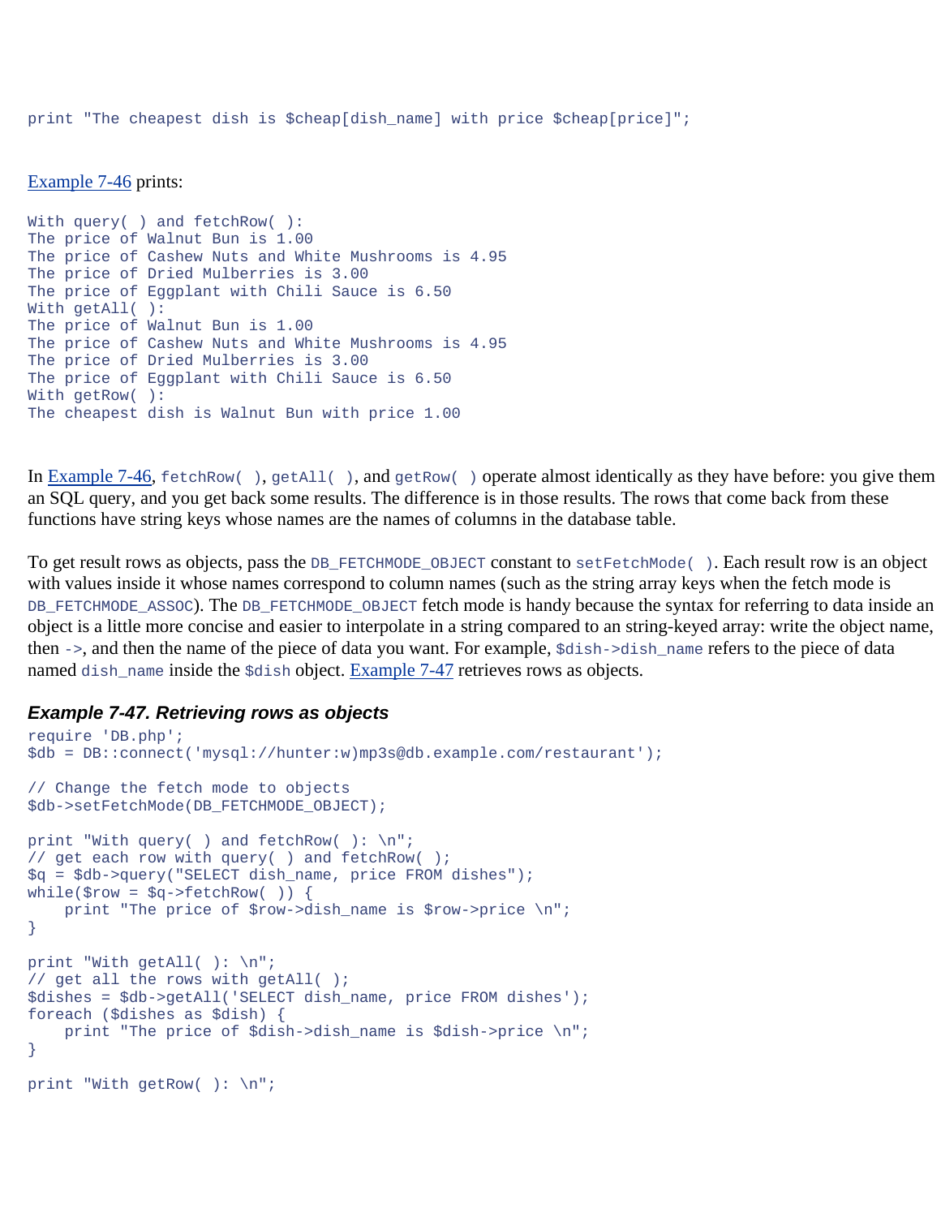```
print "The cheapest dish is $cheap[dish_name] with price $cheap[price]";
```

Example 7-46 prints:

```
With query( ) and fetchRow( ):
The price of Walnut Bun is 1.00
The price of Cashew Nuts and White Mushrooms is 4.95
The price of Dried Mulberries is 3.00
The price of Eggplant with Chili Sauce is 6.50
With getAll( ):
The price of Walnut Bun is 1.00
The price of Cashew Nuts and White Mushrooms is 4.95
The price of Dried Mulberries is 3.00
The price of Eggplant with Chili Sauce is 6.50
With getRow( ):
The cheapest dish is Walnut Bun with price 1.00
```

In Example 7-46, `fetchRow( )`, `getAll( )`, and `getRow( )` operate almost identically as they have before: you give them an SQL query, and you get back some results. The difference is in those results. The rows that come back from these functions have string keys whose names are the names of columns in the database table.

To get result rows as objects, pass the `DB_FETCHMODE_OBJECT` constant to `setFetchMode( )`. Each result row is an object with values inside it whose names correspond to column names (such as the string array keys when the fetch mode is `DB_FETCHMODE_ASSOC`). The `DB_FETCHMODE_OBJECT` fetch mode is handy because the syntax for referring to data inside an object is a little more concise and easier to interpolate in a string compared to an string-keyed array: write the object name, then `->`, and then the name of the piece of data you want. For example, `$dish->dish_name` refers to the piece of data named `dish_name` inside the `$dish` object. Example 7-47 retrieves rows as objects.

#### *Example 7-47. Retrieving rows as objects*

```
require 'DB.php';
$db = DB::connect('mysql://hunter:w)mp3s@db.example.com/restaurant');

// Change the fetch mode to objects
$db->setFetchMode(DB_FETCHMODE_OBJECT);

print "With query( ) and fetchRow( ): \n";
// get each row with query( ) and fetchRow( );
$q = $db->query("SELECT dish_name, price FROM dishes");
while($row = $q->fetchRow( )) {
    print "The price of $row->dish_name is $row->price \n";
}

print "With getAll( ): \n";
// get all the rows with getAll( );
$dishes = $db->getAll('SELECT dish_name, price FROM dishes');
foreach ($dishes as $dish) {
    print "The price of $dish->dish_name is $dish->price \n";
}

print "With getRow( ): \n";
```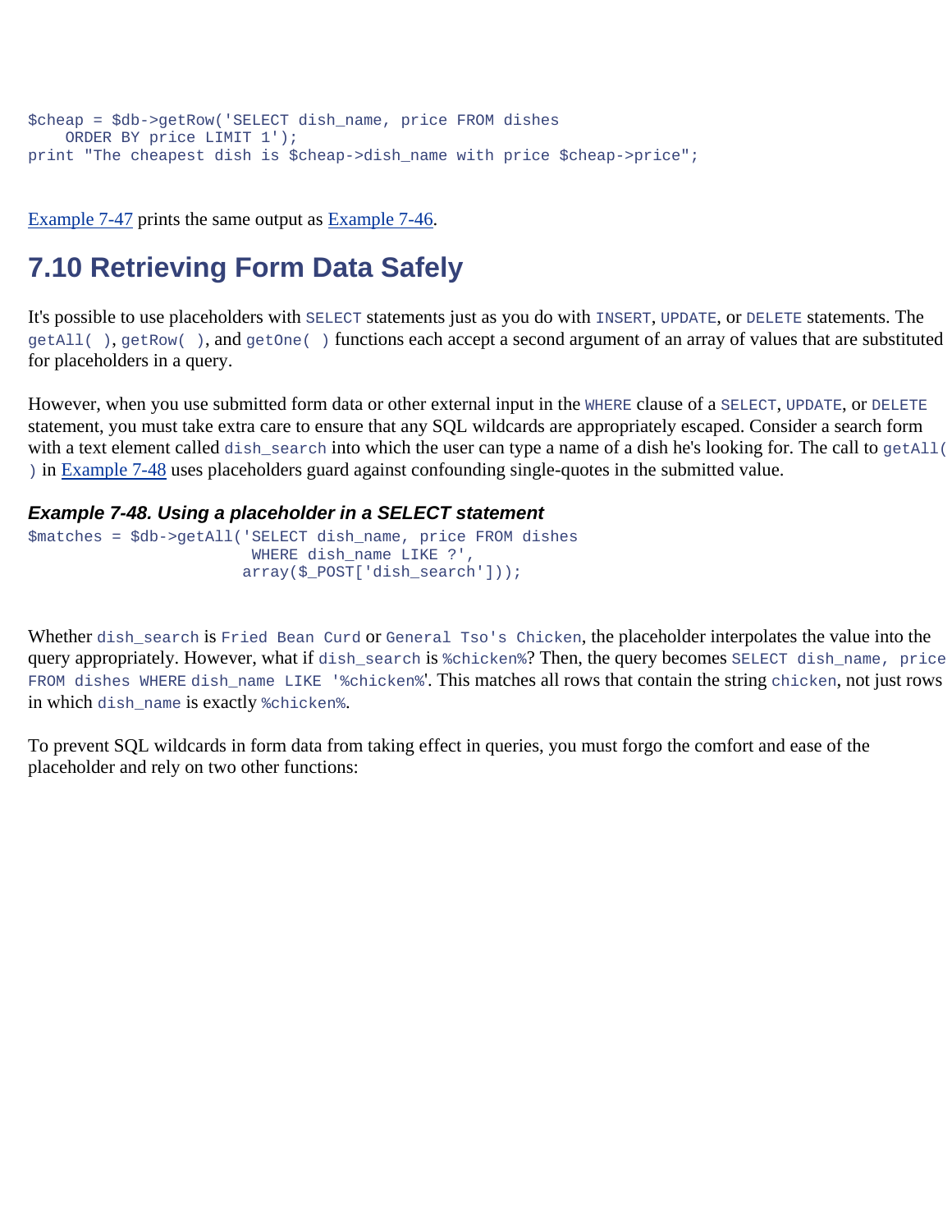```
$cheap = $db->getRow('SELECT dish_name, price FROM dishes
    ORDER BY price LIMIT 1');
print "The cheapest dish is $cheap->dish_name with price $cheap->price";
```

Example 7-47 prints the same output as Example 7-46.

## 7.10 Retrieving Form Data Safely

It's possible to use placeholders with `SELECT` statements just as you do with `INSERT`, `UPDATE`, or `DELETE` statements. The `getAll( )`, `getRow( )`, and `getOne( )` functions each accept a second argument of an array of values that are substituted for placeholders in a query.

However, when you use submitted form data or other external input in the `WHERE` clause of a `SELECT`, `UPDATE`, or `DELETE` statement, you must take extra care to ensure that any SQL wildcards are appropriately escaped. Consider a search form with a text element called `dish_search` into which the user can type a name of a dish he's looking for. The call to `getAll( )` in Example 7-48 uses placeholders guard against confounding single-quotes in the submitted value.

***Example 7-48. Using a placeholder in a SELECT statement***

```
$matches = $db->getAll('SELECT dish_name, price FROM dishes
                        WHERE dish_name LIKE ?',
                       array($_POST['dish_search']));
```

Whether `dish_search` is `Fried Bean Curd` or `General Tso's Chicken`, the placeholder interpolates the value into the query appropriately. However, what if `dish_search` is `%chicken%`? Then, the query becomes `SELECT dish_name, price FROM dishes WHERE dish_name LIKE '%chicken%'`. This matches all rows that contain the string `chicken`, not just rows in which `dish_name` is exactly `%chicken%`.

To prevent SQL wildcards in form data from taking effect in queries, you must forgo the comfort and ease of the placeholder and rely on two other functions: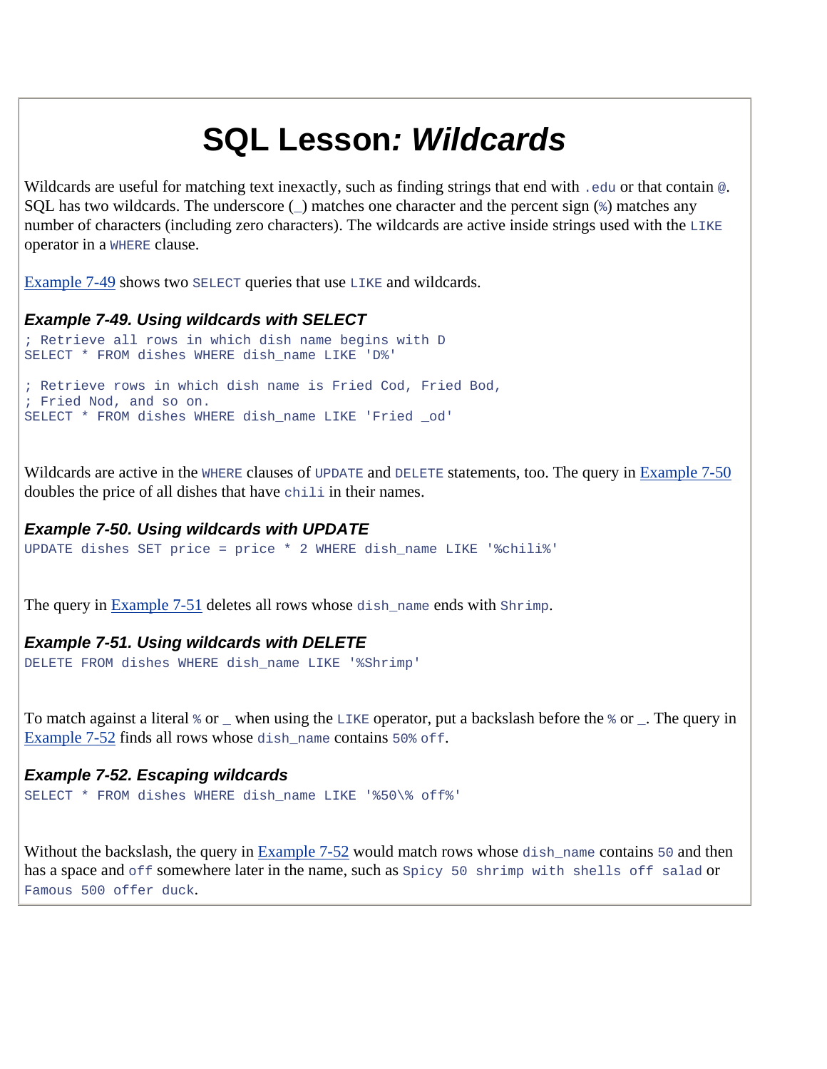# SQL Lesson: *Wildcards*

Wildcards are useful for matching text inexactly, such as finding strings that end with `.edu` or that contain `@`. SQL has two wildcards. The underscore (_) matches one character and the percent sign (`%`) matches any number of characters (including zero characters). The wildcards are active inside strings used with the `LIKE` operator in a `WHERE` clause.

Example 7-49 shows two `SELECT` queries that use `LIKE` and wildcards.

### *Example 7-49. Using wildcards with SELECT*

```
; Retrieve all rows in which dish name begins with D
SELECT * FROM dishes WHERE dish_name LIKE 'D%'

; Retrieve rows in which dish name is Fried Cod, Fried Bod,
; Fried Nod, and so on.
SELECT * FROM dishes WHERE dish_name LIKE 'Fried _od'
```

Wildcards are active in the `WHERE` clauses of `UPDATE` and `DELETE` statements, too. The query in Example 7-50 doubles the price of all dishes that have `chili` in their names.

### *Example 7-50. Using wildcards with UPDATE*

```
UPDATE dishes SET price = price * 2 WHERE dish_name LIKE '%chili%'
```

The query in Example 7-51 deletes all rows whose `dish_name` ends with `Shrimp`.

### *Example 7-51. Using wildcards with DELETE*

```
DELETE FROM dishes WHERE dish_name LIKE '%Shrimp'
```

To match against a literal `%` or `_` when using the `LIKE` operator, put a backslash before the `%` or `_`. The query in Example 7-52 finds all rows whose `dish_name` contains `50% off`.

### *Example 7-52. Escaping wildcards*

```
SELECT * FROM dishes WHERE dish_name LIKE '%50\% off%'
```

Without the backslash, the query in Example 7-52 would match rows whose `dish_name` contains `50` and then has a space and `off` somewhere later in the name, such as `Spicy 50 shrimp with shells off salad` or `Famous 500 offer duck`.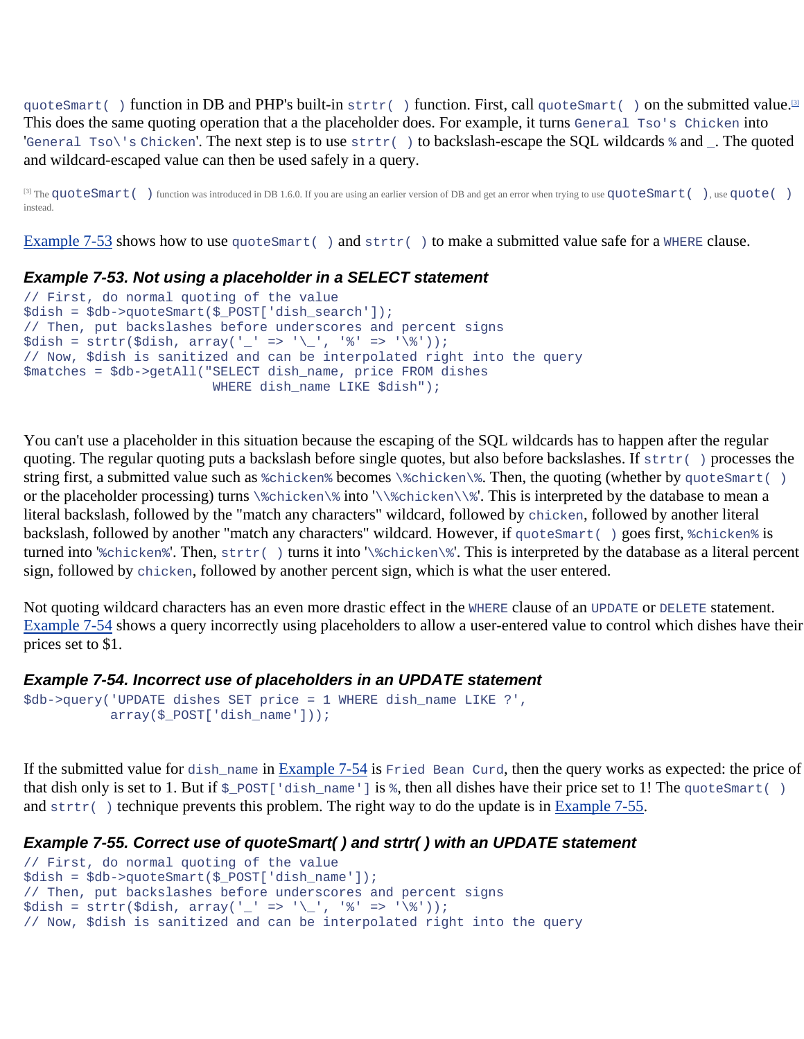quoteSmart( ) function in DB and PHP's built-in strtr( ) function. First, call quoteSmart( ) on the submitted value.[3] This does the same quoting operation that a the placeholder does. For example, it turns General Tso's Chicken into 'General Tso\'s Chicken'. The next step is to use strtr( ) to backslash-escape the SQL wildcards % and _. The quoted and wildcard-escaped value can then be used safely in a query.

[3] The quoteSmart( ) function was introduced in DB 1.6.0. If you are using an earlier version of DB and get an error when trying to use quoteSmart( ), use quote( ) instead.

Example 7-53 shows how to use quoteSmart( ) and strtr( ) to make a submitted value safe for a WHERE clause.

### Example 7-53. Not using a placeholder in a SELECT statement

```
// First, do normal quoting of the value
$dish = $db->quoteSmart($_POST['dish_search']);
// Then, put backslashes before underscores and percent signs
$dish = strtr($dish, array('_' => '\_', '%' => '\%'));
// Now, $dish is sanitized and can be interpolated right into the query
$matches = $db->getAll("SELECT dish_name, price FROM dishes
                        WHERE dish_name LIKE $dish");
```

You can't use a placeholder in this situation because the escaping of the SQL wildcards has to happen after the regular quoting. The regular quoting puts a backslash before single quotes, but also before backslashes. If strtr( ) processes the string first, a submitted value such as %chicken% becomes \%chicken\%. Then, the quoting (whether by quoteSmart( ) or the placeholder processing) turns \%chicken\% into '\\%chicken\\%'. This is interpreted by the database to mean a literal backslash, followed by the "match any characters" wildcard, followed by chicken, followed by another literal backslash, followed by another "match any characters" wildcard. However, if quoteSmart( ) goes first, %chicken% is turned into '%chicken%'. Then, strtr( ) turns it into '\%chicken\%'. This is interpreted by the database as a literal percent sign, followed by chicken, followed by another percent sign, which is what the user entered.

Not quoting wildcard characters has an even more drastic effect in the WHERE clause of an UPDATE or DELETE statement. Example 7-54 shows a query incorrectly using placeholders to allow a user-entered value to control which dishes have their prices set to $1.

### Example 7-54. Incorrect use of placeholders in an UPDATE statement

```
$db->query('UPDATE dishes SET price = 1 WHERE dish_name LIKE ?',
           array($_POST['dish_name']));
```

If the submitted value for dish_name in Example 7-54 is Fried Bean Curd, then the query works as expected: the price of that dish only is set to 1. But if $_POST['dish_name'] is %, then all dishes have their price set to 1! The quoteSmart( ) and strtr( ) technique prevents this problem. The right way to do the update is in Example 7-55.

### Example 7-55. Correct use of quoteSmart( ) and strtr( ) with an UPDATE statement

```
// First, do normal quoting of the value
$dish = $db->quoteSmart($_POST['dish_name']);
// Then, put backslashes before underscores and percent signs
$dish = strtr($dish, array('_' => '\_', '%' => '\%'));
// Now, $dish is sanitized and can be interpolated right into the query
```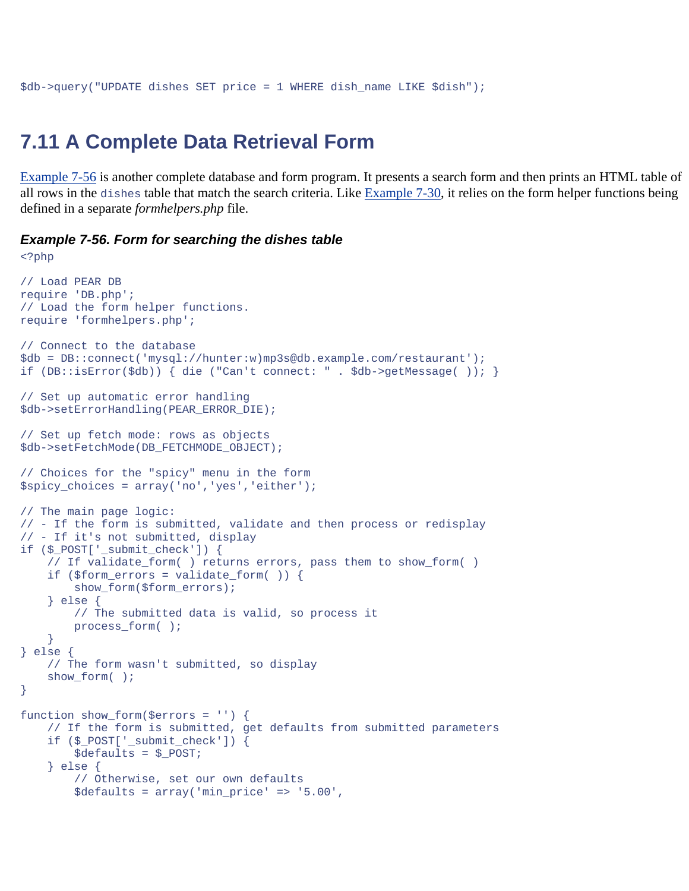```
$db->query("UPDATE dishes SET price = 1 WHERE dish_name LIKE $dish");
```

## 7.11 A Complete Data Retrieval Form

Example 7-56 is another complete database and form program. It presents a search form and then prints an HTML table of all rows in the dishes table that match the search criteria. Like Example 7-30, it relies on the form helper functions being defined in a separate *formhelpers.php* file.

### *Example 7-56. Form for searching the dishes table*

```
<?php

// Load PEAR DB
require 'DB.php';
// Load the form helper functions.
require 'formhelpers.php';

// Connect to the database
$db = DB::connect('mysql://hunter:w)mp3s@db.example.com/restaurant');
if (DB::isError($db)) { die ("Can't connect: " . $db->getMessage( )); }

// Set up automatic error handling
$db->setErrorHandling(PEAR_ERROR_DIE);

// Set up fetch mode: rows as objects
$db->setFetchMode(DB_FETCHMODE_OBJECT);

// Choices for the "spicy" menu in the form
$spicy_choices = array('no','yes','either');

// The main page logic:
// - If the form is submitted, validate and then process or redisplay
// - If it's not submitted, display
if ($_POST['_submit_check']) {
    // If validate_form( ) returns errors, pass them to show_form( )
    if ($form_errors = validate_form( )) {
        show_form($form_errors);
    } else {
        // The submitted data is valid, so process it
        process_form( );
    }
} else {
    // The form wasn't submitted, so display
    show_form( );
}

function show_form($errors = '') {
    // If the form is submitted, get defaults from submitted parameters
    if ($_POST['_submit_check']) {
        $defaults = $_POST;
    } else {
        // Otherwise, set our own defaults
        $defaults = array('min_price' => '5.00',
```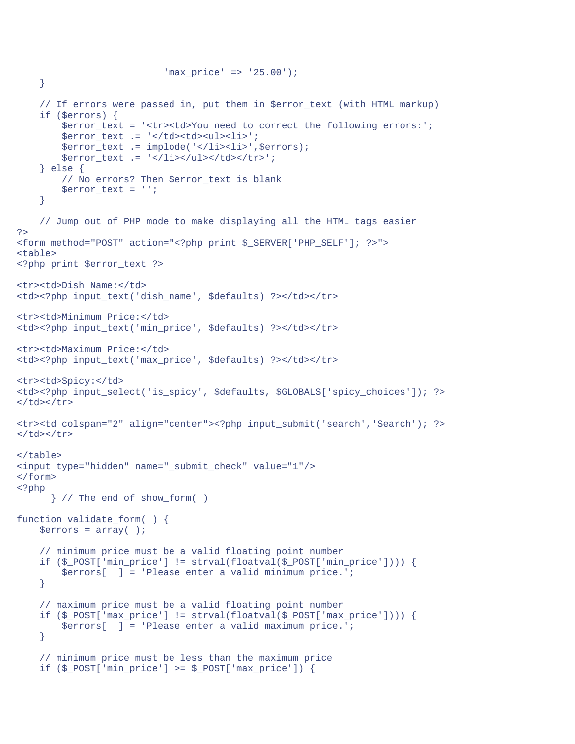```
                          'max_price' => '25.00');
    }

    // If errors were passed in, put them in $error_text (with HTML markup)
    if ($errors) {
        $error_text = '<tr><td>You need to correct the following errors:';
        $error_text .= '</td><td><ul><li>';
        $error_text .= implode('</li><li>',$errors);
        $error_text .= '</li></ul></td></tr>';
    } else {
        // No errors? Then $error_text is blank
        $error_text = '';
    }

    // Jump out of PHP mode to make displaying all the HTML tags easier
?>
<form method="POST" action="<?php print $_SERVER['PHP_SELF']; ?>">
<table>
<?php print $error_text ?>

<tr><td>Dish Name:</td>
<td><?php input_text('dish_name', $defaults) ?></td></tr>

<tr><td>Minimum Price:</td>
<td><?php input_text('min_price', $defaults) ?></td></tr>

<tr><td>Maximum Price:</td>
<td><?php input_text('max_price', $defaults) ?></td></tr>

<tr><td>Spicy:</td>
<td><?php input_select('is_spicy', $defaults, $GLOBALS['spicy_choices']); ?>
</td></tr>

<tr><td colspan="2" align="center"><?php input_submit('search','Search'); ?>
</td></tr>

</table>
<input type="hidden" name="_submit_check" value="1"/>
</form>
<?php
      } // The end of show_form( )

function validate_form( ) {
    $errors = array( );

    // minimum price must be a valid floating point number
    if ($_POST['min_price'] != strval(floatval($_POST['min_price']))) {
        $errors[  ] = 'Please enter a valid minimum price.';
    }

    // maximum price must be a valid floating point number
    if ($_POST['max_price'] != strval(floatval($_POST['max_price']))) {
        $errors[  ] = 'Please enter a valid maximum price.';
    }

    // minimum price must be less than the maximum price
    if ($_POST['min_price'] >= $_POST['max_price']) {
```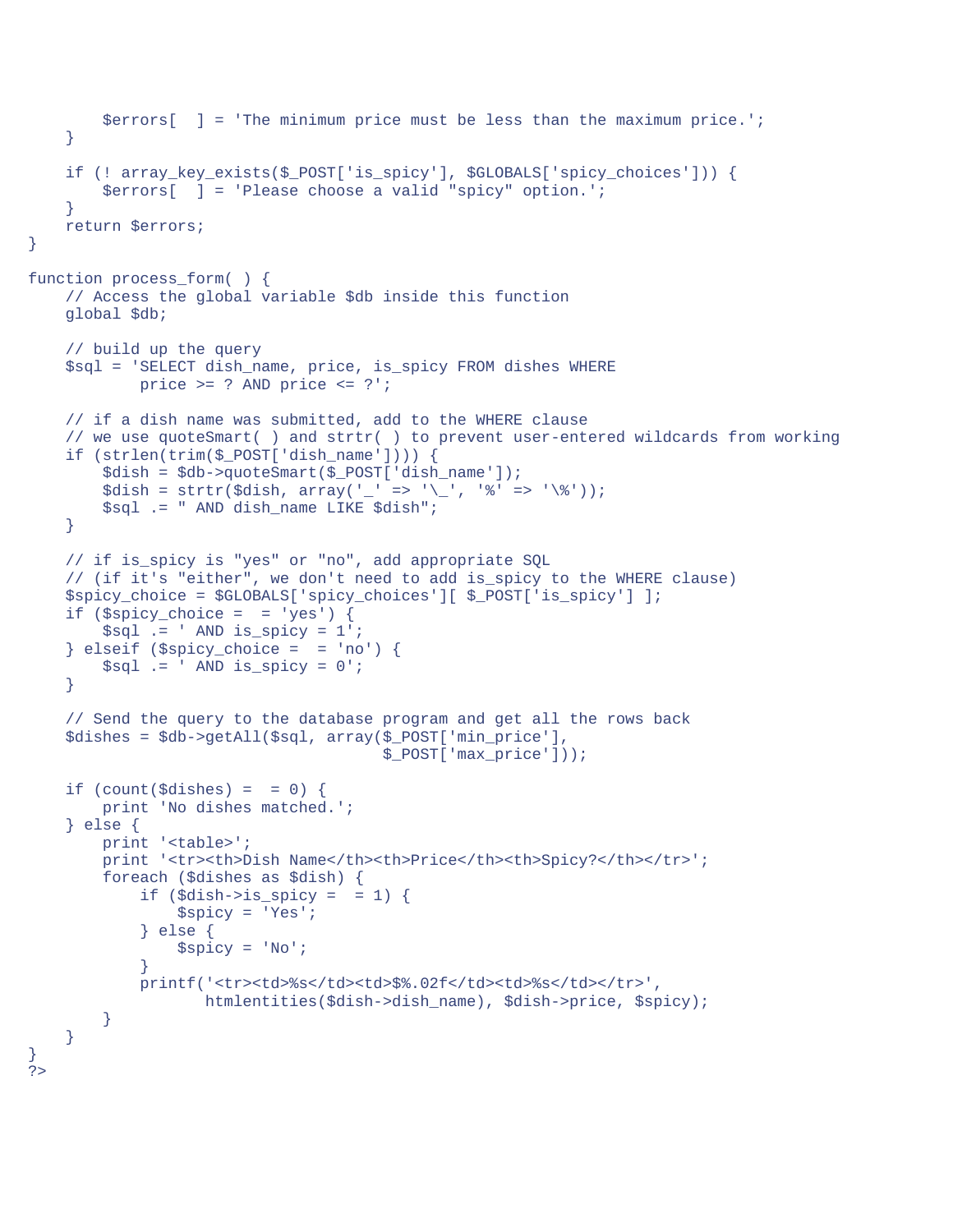```
        $errors[  ] = 'The minimum price must be less than the maximum price.';
    }

    if (! array_key_exists($_POST['is_spicy'], $GLOBALS['spicy_choices'])) {
        $errors[  ] = 'Please choose a valid "spicy" option.';
    }
    return $errors;
}

function process_form( ) {
    // Access the global variable $db inside this function
    global $db;

    // build up the query
    $sql = 'SELECT dish_name, price, is_spicy FROM dishes WHERE
            price >= ? AND price <= ?';

    // if a dish name was submitted, add to the WHERE clause
    // we use quoteSmart( ) and strtr( ) to prevent user-entered wildcards from working
    if (strlen(trim($_POST['dish_name']))) {
        $dish = $db->quoteSmart($_POST['dish_name']);
        $dish = strtr($dish, array('_' => '\_', '%' => '\%'));
        $sql .= " AND dish_name LIKE $dish";
    }

    // if is_spicy is "yes" or "no", add appropriate SQL
    // (if it's "either", we don't need to add is_spicy to the WHERE clause)
    $spicy_choice = $GLOBALS['spicy_choices'][ $_POST['is_spicy'] ];
    if ($spicy_choice =  = 'yes') {
        $sql .= ' AND is_spicy = 1';
    } elseif ($spicy_choice =  = 'no') {
        $sql .= ' AND is_spicy = 0';
    }

    // Send the query to the database program and get all the rows back
    $dishes = $db->getAll($sql, array($_POST['min_price'],
                                      $_POST['max_price']));

    if (count($dishes) =  = 0) {
        print 'No dishes matched.';
    } else {
        print '<table>';
        print '<tr><th>Dish Name</th><th>Price</th><th>Spicy?</th></tr>';
        foreach ($dishes as $dish) {
            if ($dish->is_spicy =  = 1) {
                $spicy = 'Yes';
            } else {
                $spicy = 'No';
            }
            printf('<tr><td>%s</td><td>$%.02f</td><td>%s</td></tr>',
                   htmlentities($dish->dish_name), $dish->price, $spicy);
        }
    }
}
?>
```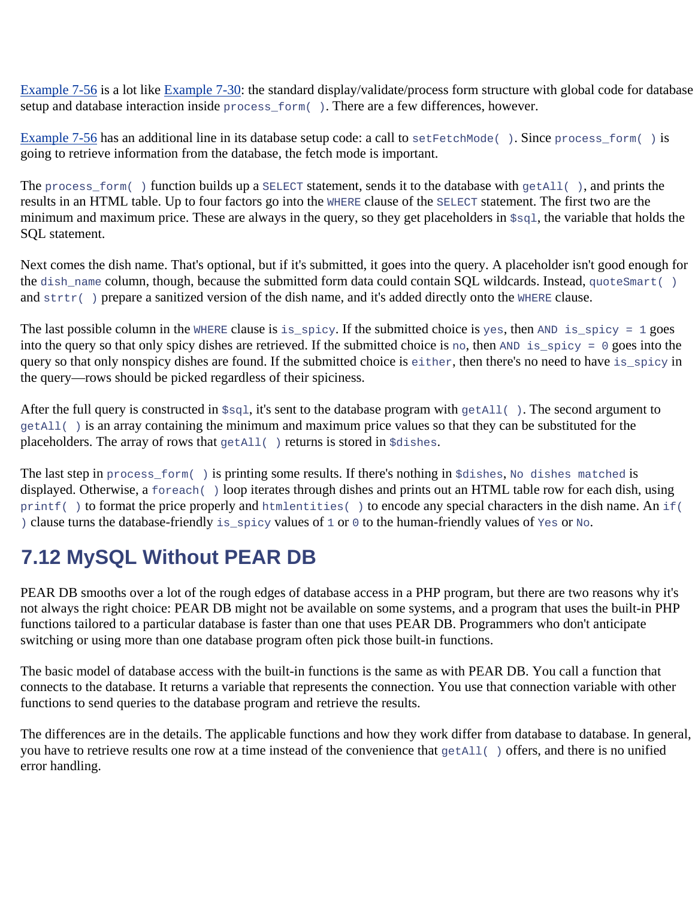Example 7-56 is a lot like Example 7-30: the standard display/validate/process form structure with global code for database setup and database interaction inside `process_form( )`. There are a few differences, however.

Example 7-56 has an additional line in its database setup code: a call to `setFetchMode( )`. Since `process_form( )` is going to retrieve information from the database, the fetch mode is important.

The `process_form( )` function builds up a `SELECT` statement, sends it to the database with `getAll( )`, and prints the results in an HTML table. Up to four factors go into the `WHERE` clause of the `SELECT` statement. The first two are the minimum and maximum price. These are always in the query, so they get placeholders in `$sql`, the variable that holds the SQL statement.

Next comes the dish name. That's optional, but if it's submitted, it goes into the query. A placeholder isn't good enough for the `dish_name` column, though, because the submitted form data could contain SQL wildcards. Instead, `quoteSmart( )` and `strtr( )` prepare a sanitized version of the dish name, and it's added directly onto the `WHERE` clause.

The last possible column in the `WHERE` clause is `is_spicy`. If the submitted choice is `yes`, then `AND is_spicy = 1` goes into the query so that only spicy dishes are retrieved. If the submitted choice is `no`, then `AND is_spicy = 0` goes into the query so that only nonspicy dishes are found. If the submitted choice is `either`, then there's no need to have `is_spicy` in the query—rows should be picked regardless of their spiciness.

After the full query is constructed in `$sql`, it's sent to the database program with `getAll( )`. The second argument to `getAll( )` is an array containing the minimum and maximum price values so that they can be substituted for the placeholders. The array of rows that `getAll( )` returns is stored in `$dishes`.

The last step in `process_form( )` is printing some results. If there's nothing in `$dishes`, `No dishes matched` is displayed. Otherwise, a `foreach( )` loop iterates through dishes and prints out an HTML table row for each dish, using `printf( )` to format the price properly and `htmlentities( )` to encode any special characters in the dish name. An `if( )` clause turns the database-friendly `is_spicy` values of `1` or `0` to the human-friendly values of `Yes` or `No`.

## 7.12 MySQL Without PEAR DB

PEAR DB smooths over a lot of the rough edges of database access in a PHP program, but there are two reasons why it's not always the right choice: PEAR DB might not be available on some systems, and a program that uses the built-in PHP functions tailored to a particular database is faster than one that uses PEAR DB. Programmers who don't anticipate switching or using more than one database program often pick those built-in functions.

The basic model of database access with the built-in functions is the same as with PEAR DB. You call a function that connects to the database. It returns a variable that represents the connection. You use that connection variable with other functions to send queries to the database program and retrieve the results.

The differences are in the details. The applicable functions and how they work differ from database to database. In general, you have to retrieve results one row at a time instead of the convenience that `getAll( )` offers, and there is no unified error handling.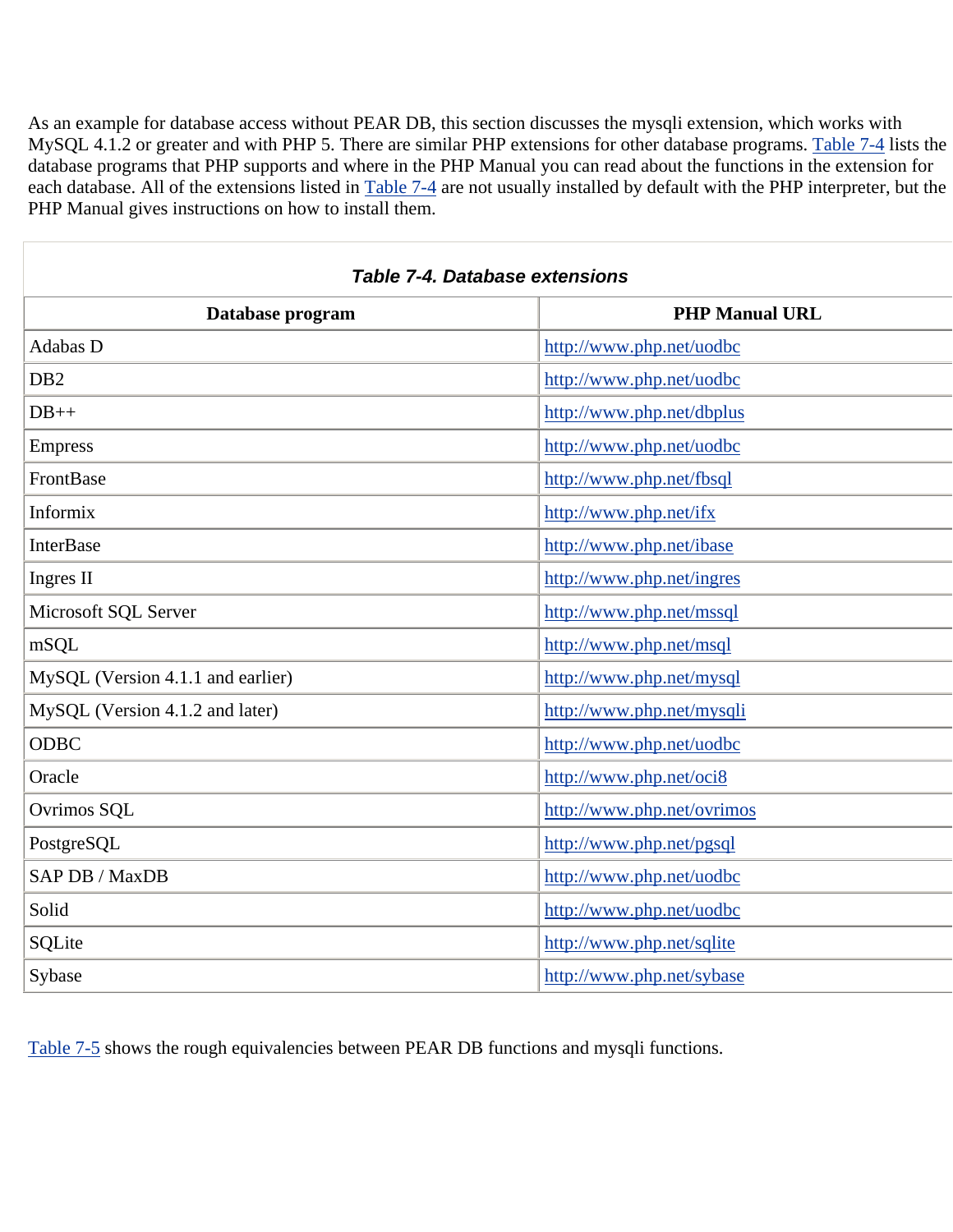As an example for database access without PEAR DB, this section discusses the mysqli extension, which works with MySQL 4.1.2 or greater and with PHP 5. There are similar PHP extensions for other database programs. Table 7-4 lists the database programs that PHP supports and where in the PHP Manual you can read about the functions in the extension for each database. All of the extensions listed in Table 7-4 are not usually installed by default with the PHP interpreter, but the PHP Manual gives instructions on how to install them.

**Table 7-4. Database extensions**

| Database program | PHP Manual URL |
|---|---|
| Adabas D | http://www.php.net/uodbc |
| DB2 | http://www.php.net/uodbc |
| DB++ | http://www.php.net/dbplus |
| Empress | http://www.php.net/uodbc |
| FrontBase | http://www.php.net/fbsql |
| Informix | http://www.php.net/ifx |
| InterBase | http://www.php.net/ibase |
| Ingres II | http://www.php.net/ingres |
| Microsoft SQL Server | http://www.php.net/mssql |
| mSQL | http://www.php.net/msql |
| MySQL (Version 4.1.1 and earlier) | http://www.php.net/mysql |
| MySQL (Version 4.1.2 and later) | http://www.php.net/mysqli |
| ODBC | http://www.php.net/uodbc |
| Oracle | http://www.php.net/oci8 |
| Ovrimos SQL | http://www.php.net/ovrimos |
| PostgreSQL | http://www.php.net/pgsql |
| SAP DB / MaxDB | http://www.php.net/uodbc |
| Solid | http://www.php.net/uodbc |
| SQLite | http://www.php.net/sqlite |
| Sybase | http://www.php.net/sybase |

Table 7-5 shows the rough equivalencies between PEAR DB functions and mysqli functions.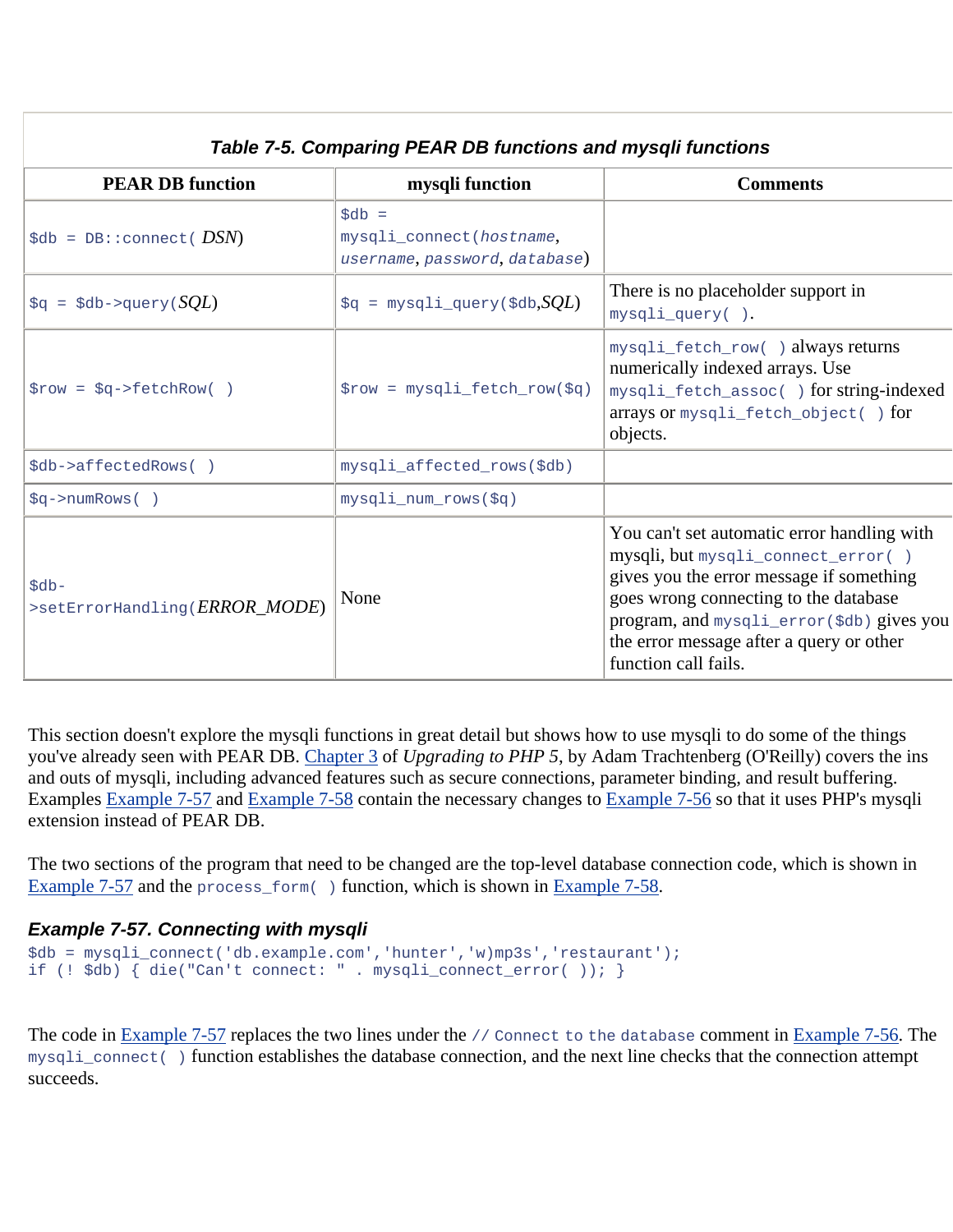**Table 7-5. Comparing PEAR DB functions and mysqli functions**

| PEAR DB function | mysqli function | Comments |
|---|---|---|
| `$db = DB::connect( DSN)` | `$db = mysqli_connect(hostname, username, password, database)` | |
| `$q = $db->query(SQL)` | `$q = mysqli_query($db,SQL)` | There is no placeholder support in `mysqli_query( )`. |
| `$row = $q->fetchRow( )` | `$row = mysqli_fetch_row($q)` | `mysqli_fetch_row( )` always returns numerically indexed arrays. Use `mysqli_fetch_assoc( )` for string-indexed arrays or `mysqli_fetch_object( )` for objects. |
| `$db->affectedRows( )` | `mysqli_affected_rows($db)` | |
| `$q->numRows( )` | `mysqli_num_rows($q)` | |
| `$db->setErrorHandling(ERROR_MODE)` | None | You can't set automatic error handling with mysqli, but `mysqli_connect_error( )` gives you the error message if something goes wrong connecting to the database program, and `mysqli_error($db)` gives you the error message after a query or other function call fails. |

This section doesn't explore the mysqli functions in great detail but shows how to use mysqli to do some of the things you've already seen with PEAR DB. Chapter 3 of *Upgrading to PHP 5*, by Adam Trachtenberg (O'Reilly) covers the ins and outs of mysqli, including advanced features such as secure connections, parameter binding, and result buffering. Examples Example 7-57 and Example 7-58 contain the necessary changes to Example 7-56 so that it uses PHP's mysqli extension instead of PEAR DB.

The two sections of the program that need to be changed are the top-level database connection code, which is shown in Example 7-57 and the `process_form( )` function, which is shown in Example 7-58.

### Example 7-57. Connecting with mysqli

```
$db = mysqli_connect('db.example.com','hunter','w)mp3s','restaurant');
if (! $db) { die("Can't connect: " . mysqli_connect_error( )); }
```

The code in Example 7-57 replaces the two lines under the `// Connect to the database` comment in Example 7-56. The `mysqli_connect( )` function establishes the database connection, and the next line checks that the connection attempt succeeds.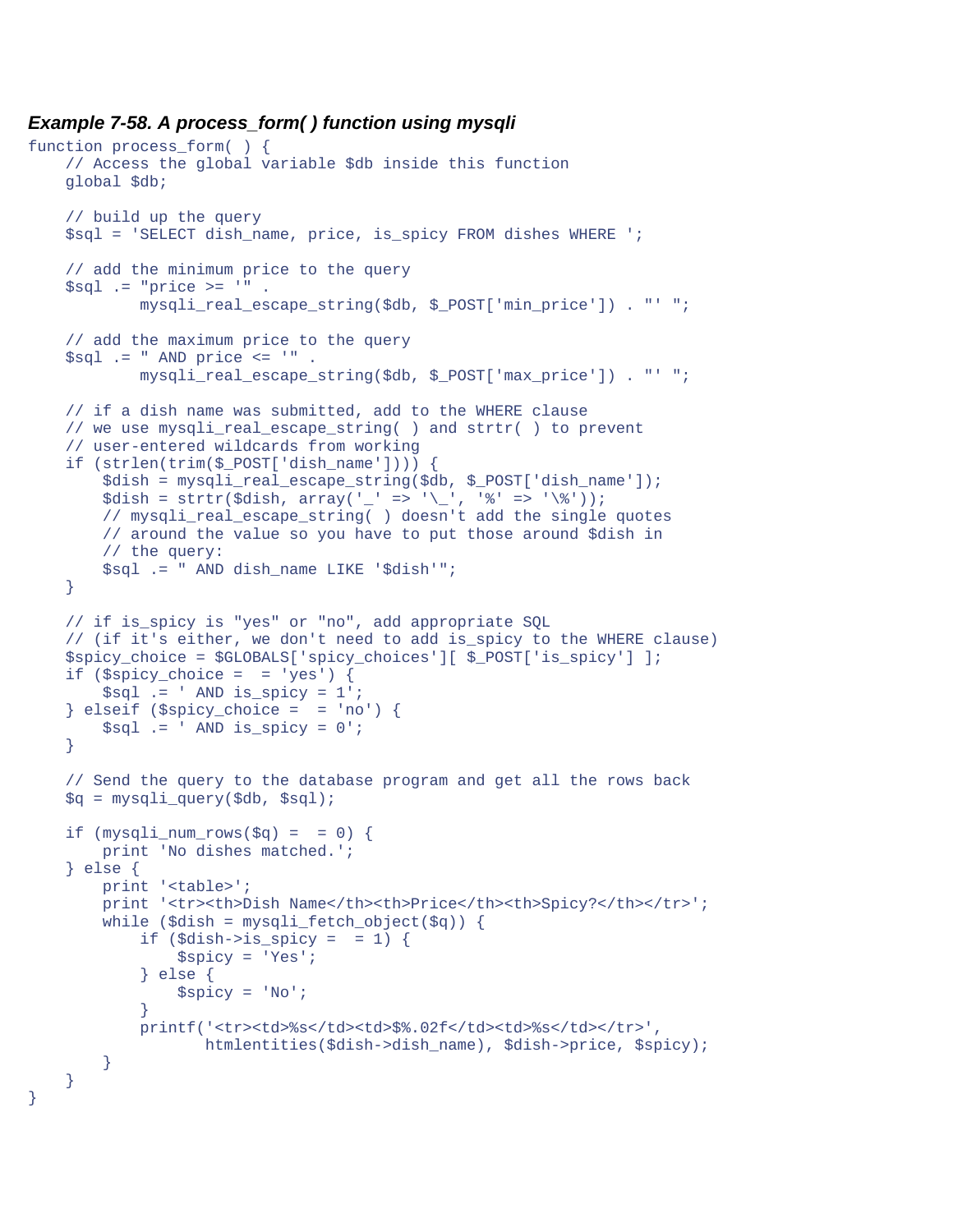***Example 7-58. A process_form( ) function using mysqli***

```
function process_form( ) {
    // Access the global variable $db inside this function
    global $db;

    // build up the query
    $sql = 'SELECT dish_name, price, is_spicy FROM dishes WHERE ';

    // add the minimum price to the query
    $sql .= "price >= '" .
            mysqli_real_escape_string($db, $_POST['min_price']) . "' ";

    // add the maximum price to the query
    $sql .= " AND price <= '" .
            mysqli_real_escape_string($db, $_POST['max_price']) . "' ";

    // if a dish name was submitted, add to the WHERE clause
    // we use mysqli_real_escape_string( ) and strtr( ) to prevent
    // user-entered wildcards from working
    if (strlen(trim($_POST['dish_name']))) {
        $dish = mysqli_real_escape_string($db, $_POST['dish_name']);
        $dish = strtr($dish, array('_' => '\_', '%' => '\%'));
        // mysqli_real_escape_string( ) doesn't add the single quotes
        // around the value so you have to put those around $dish in
        // the query:
        $sql .= " AND dish_name LIKE '$dish'";
    }

    // if is_spicy is "yes" or "no", add appropriate SQL
    // (if it's either, we don't need to add is_spicy to the WHERE clause)
    $spicy_choice = $GLOBALS['spicy_choices'][ $_POST['is_spicy'] ];
    if ($spicy_choice =  = 'yes') {
        $sql .= ' AND is_spicy = 1';
    } elseif ($spicy_choice =  = 'no') {
        $sql .= ' AND is_spicy = 0';
    }

    // Send the query to the database program and get all the rows back
    $q = mysqli_query($db, $sql);

    if (mysqli_num_rows($q) =  = 0) {
        print 'No dishes matched.';
    } else {
        print '<table>';
        print '<tr><th>Dish Name</th><th>Price</th><th>Spicy?</th></tr>';
        while ($dish = mysqli_fetch_object($q)) {
            if ($dish->is_spicy =  = 1) {
                $spicy = 'Yes';
            } else {
                $spicy = 'No';
            }
            printf('<tr><td>%s</td><td>$%.02f</td><td>%s</td></tr>',
                   htmlentities($dish->dish_name), $dish->price, $spicy);
        }
    }
}
```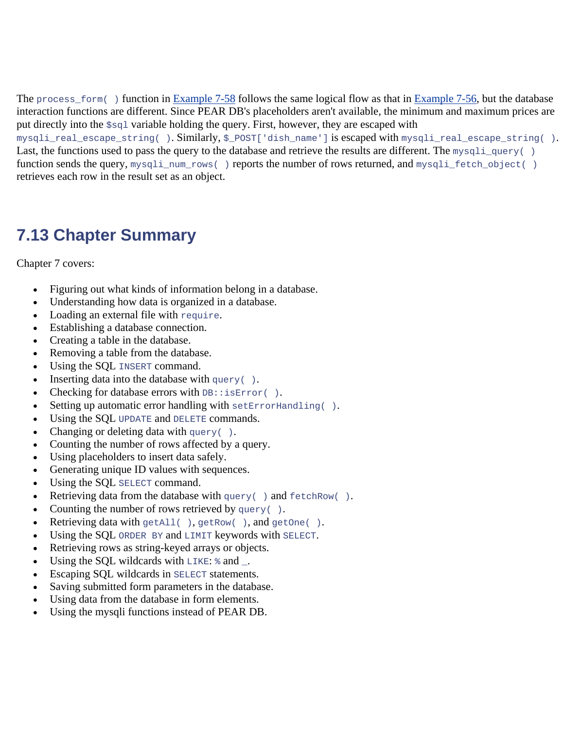The `process_form( )` function in Example 7-58 follows the same logical flow as that in Example 7-56, but the database interaction functions are different. Since PEAR DB's placeholders aren't available, the minimum and maximum prices are put directly into the `$sql` variable holding the query. First, however, they are escaped with `mysqli_real_escape_string( )`. Similarly, `$_POST['dish_name']` is escaped with `mysqli_real_escape_string( )`. Last, the functions used to pass the query to the database and retrieve the results are different. The `mysqli_query( )` function sends the query, `mysqli_num_rows( )` reports the number of rows returned, and `mysqli_fetch_object( )` retrieves each row in the result set as an object.

## 7.13 Chapter Summary

Chapter 7 covers:

- Figuring out what kinds of information belong in a database.
- Understanding how data is organized in a database.
- Loading an external file with `require`.
- Establishing a database connection.
- Creating a table in the database.
- Removing a table from the database.
- Using the SQL `INSERT` command.
- Inserting data into the database with `query( )`.
- Checking for database errors with `DB::isError( )`.
- Setting up automatic error handling with `setErrorHandling( )`.
- Using the SQL `UPDATE` and `DELETE` commands.
- Changing or deleting data with `query( )`.
- Counting the number of rows affected by a query.
- Using placeholders to insert data safely.
- Generating unique ID values with sequences.
- Using the SQL `SELECT` command.
- Retrieving data from the database with `query( )` and `fetchRow( )`.
- Counting the number of rows retrieved by `query( )`.
- Retrieving data with `getAll( )`, `getRow( )`, and `getOne( )`.
- Using the SQL `ORDER BY` and `LIMIT` keywords with `SELECT`.
- Retrieving rows as string-keyed arrays or objects.
- Using the SQL wildcards with `LIKE`: `%` and `_`.
- Escaping SQL wildcards in `SELECT` statements.
- Saving submitted form parameters in the database.
- Using data from the database in form elements.
- Using the mysqli functions instead of PEAR DB.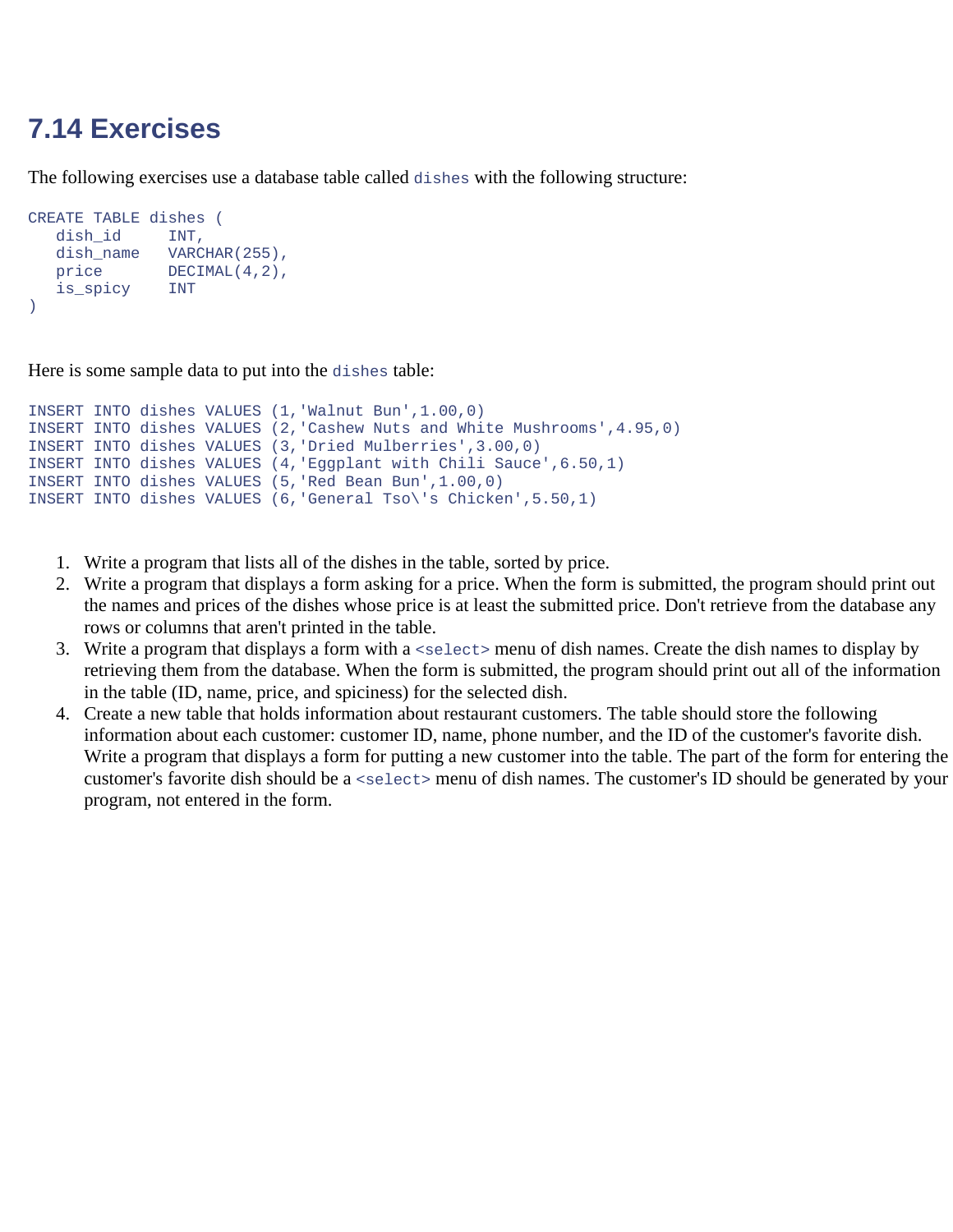## 7.14 Exercises

The following exercises use a database table called `dishes` with the following structure:

```
CREATE TABLE dishes (
   dish_id     INT,
   dish_name   VARCHAR(255),
   price       DECIMAL(4,2),
   is_spicy    INT
)
```

Here is some sample data to put into the `dishes` table:

```
INSERT INTO dishes VALUES (1,'Walnut Bun',1.00,0)
INSERT INTO dishes VALUES (2,'Cashew Nuts and White Mushrooms',4.95,0)
INSERT INTO dishes VALUES (3,'Dried Mulberries',3.00,0)
INSERT INTO dishes VALUES (4,'Eggplant with Chili Sauce',6.50,1)
INSERT INTO dishes VALUES (5,'Red Bean Bun',1.00,0)
INSERT INTO dishes VALUES (6,'General Tso\'s Chicken',5.50,1)
```

1. Write a program that lists all of the dishes in the table, sorted by price.
2. Write a program that displays a form asking for a price. When the form is submitted, the program should print out the names and prices of the dishes whose price is at least the submitted price. Don't retrieve from the database any rows or columns that aren't printed in the table.
3. Write a program that displays a form with a `<select>` menu of dish names. Create the dish names to display by retrieving them from the database. When the form is submitted, the program should print out all of the information in the table (ID, name, price, and spiciness) for the selected dish.
4. Create a new table that holds information about restaurant customers. The table should store the following information about each customer: customer ID, name, phone number, and the ID of the customer's favorite dish. Write a program that displays a form for putting a new customer into the table. The part of the form for entering the customer's favorite dish should be a `<select>` menu of dish names. The customer's ID should be generated by your program, not entered in the form.